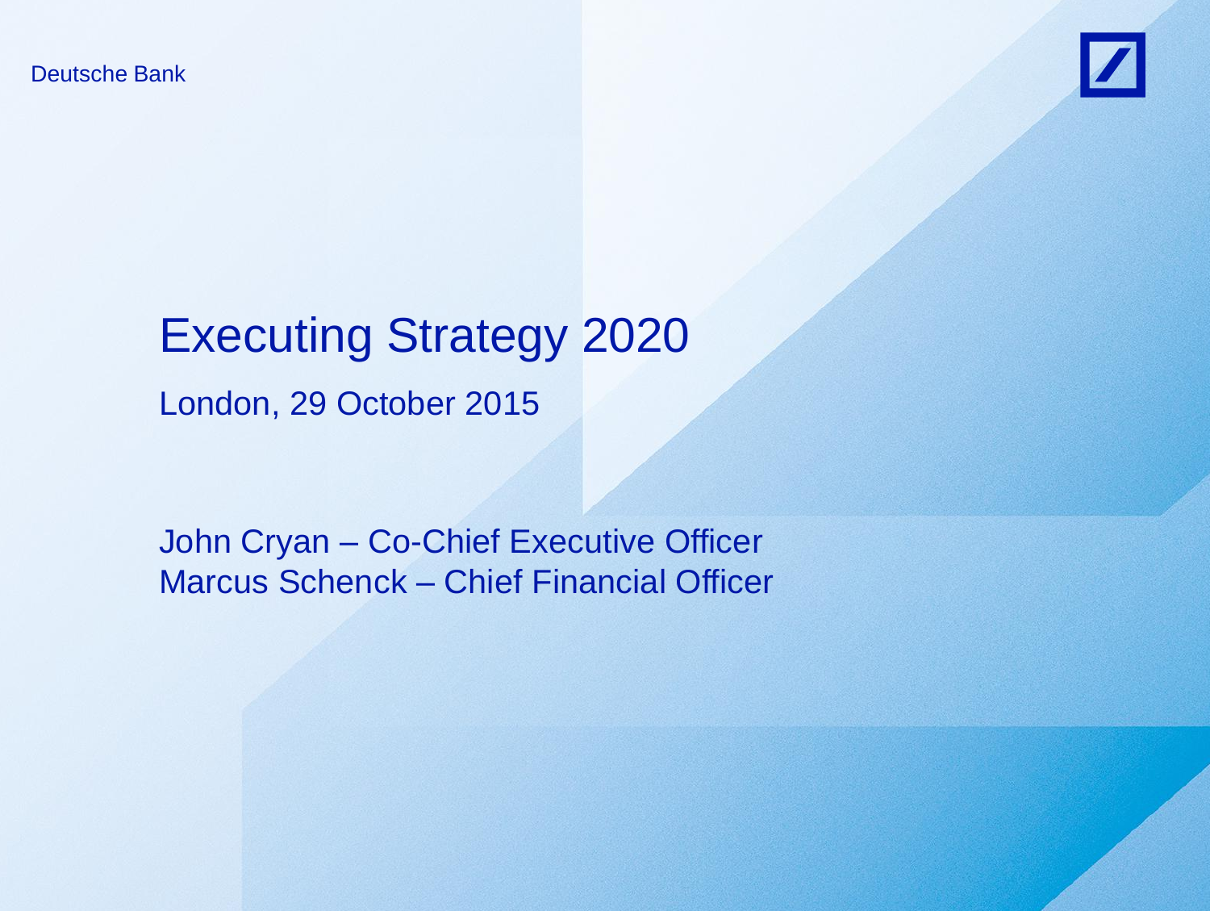Deutsche Bank

# Executing Strategy 2020

London, 29 October 2015

John Cryan – Co-Chief Executive Officer
Marcus Schenck – Chief Financial Officer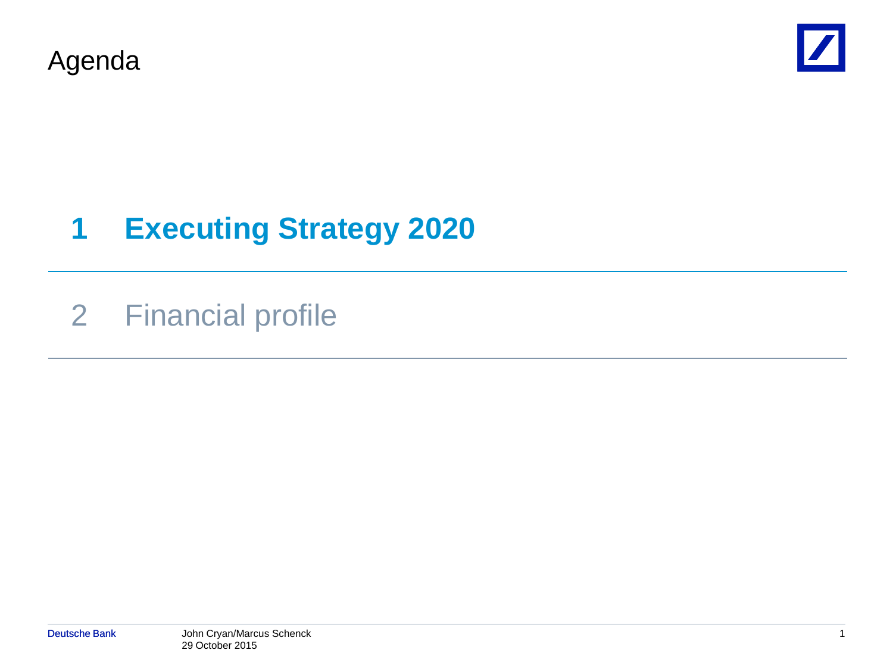# Agenda

**1 Executing Strategy 2020**

2 Financial profile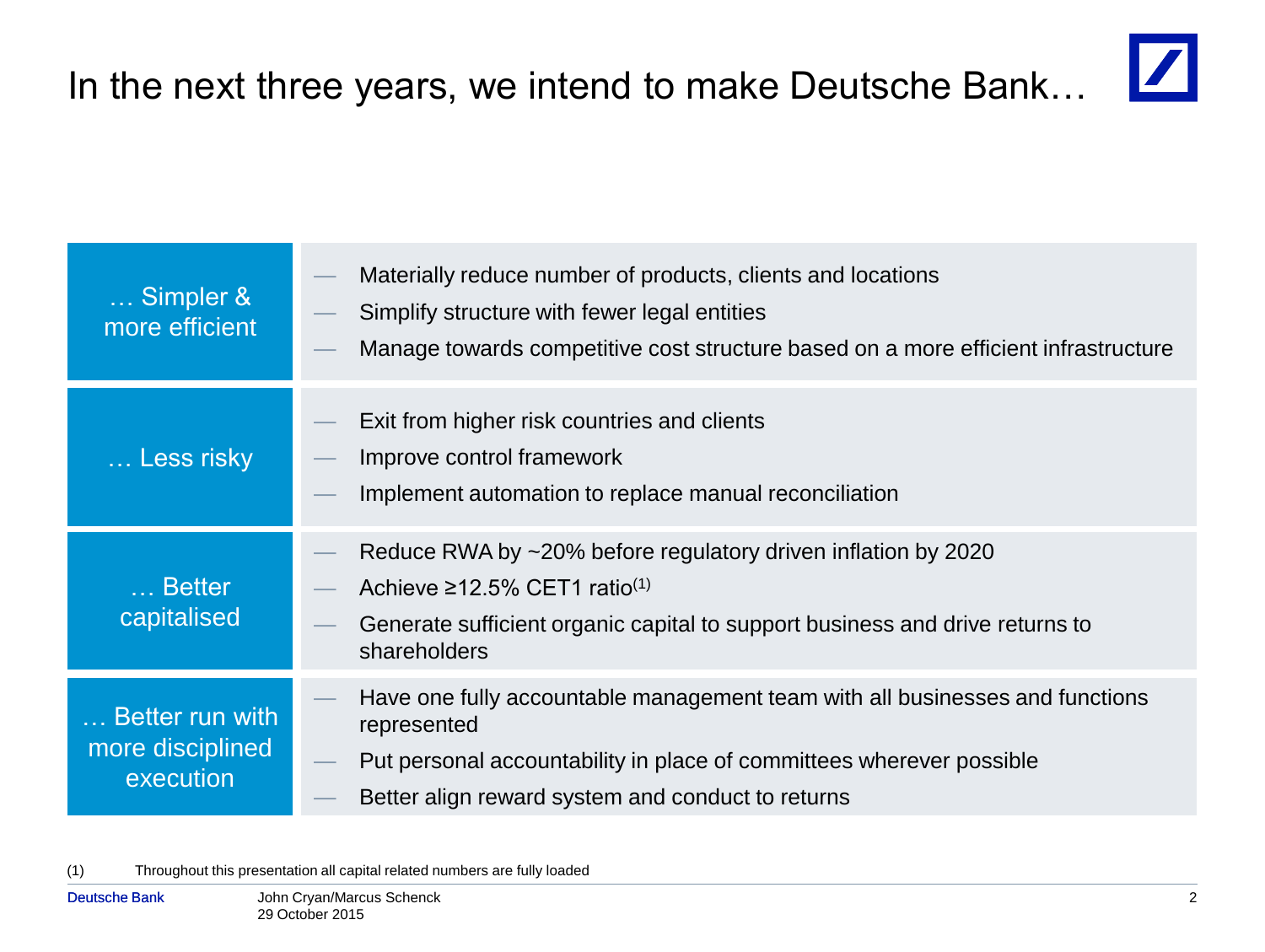# In the next three years, we intend to make Deutsche Bank…

| | |
|---|---|
| **… Simpler & more efficient** | — Materially reduce number of products, clients and locations<br>— Simplify structure with fewer legal entities<br>— Manage towards competitive cost structure based on a more efficient infrastructure |
| **… Less risky** | — Exit from higher risk countries and clients<br>— Improve control framework<br>— Implement automation to replace manual reconciliation |
| **… Better capitalised** | — Reduce RWA by ~20% before regulatory driven inflation by 2020<br>— Achieve ≥12.5% CET1 ratio[1]<br>— Generate sufficient organic capital to support business and drive returns to shareholders |
| **… Better run with more disciplined execution** | — Have one fully accountable management team with all businesses and functions represented<br>— Put personal accountability in place of committees wherever possible<br>— Better align reward system and conduct to returns |

(1) Throughout this presentation all capital related numbers are fully loaded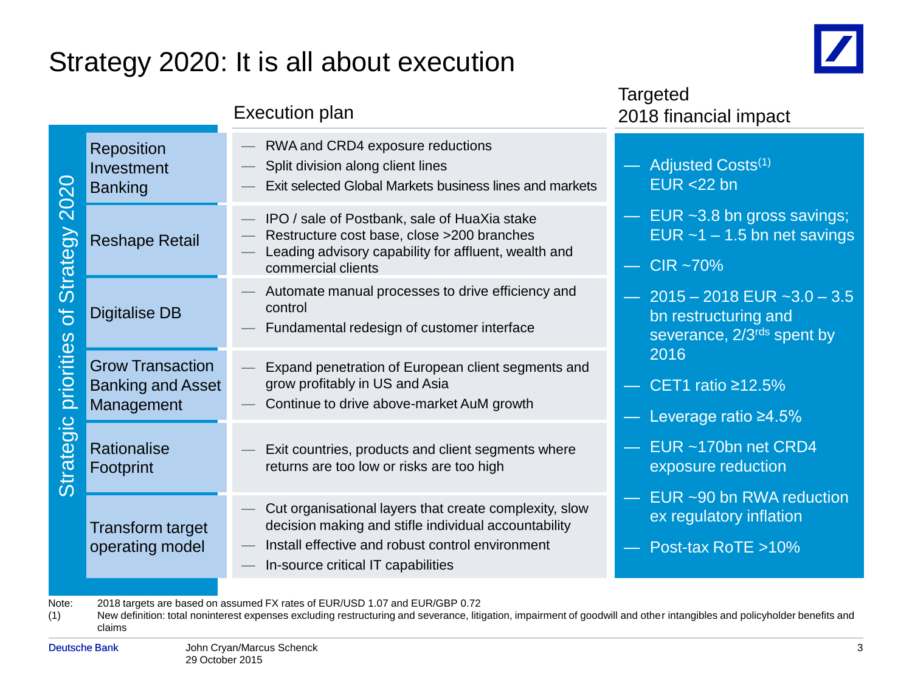# Strategy 2020: It is all about execution

| Strategic priorities of Strategy 2020 | Execution plan |
|---|---|
| Reposition Investment Banking | — RWA and CRD4 exposure reductions<br>— Split division along client lines<br>— Exit selected Global Markets business lines and markets |
| Reshape Retail | — IPO / sale of Postbank, sale of HuaXia stake<br>— Restructure cost base, close >200 branches<br>— Leading advisory capability for affluent, wealth and commercial clients |
| Digitalise DB | — Automate manual processes to drive efficiency and control<br>— Fundamental redesign of customer interface |
| Grow Transaction Banking and Asset Management | — Expand penetration of European client segments and grow profitably in US and Asia<br>— Continue to drive above-market AuM growth |
| Rationalise Footprint | — Exit countries, products and client segments where returns are too low or risks are too high |
| Transform target operating model | — Cut organisational layers that create complexity, slow decision making and stifle individual accountability<br>— Install effective and robust control environment<br>— In-source critical IT capabilities |

**Targeted 2018 financial impact**

- Adjusted Costs[(1)] EUR <22 bn
- EUR ~3.8 bn gross savings; EUR ~1 – 1.5 bn net savings
- CIR ~70%
- 2015 – 2018 EUR ~3.0 – 3.5 bn restructuring and severance, 2/3rds spent by 2016
- CET1 ratio ≥12.5%
- Leverage ratio ≥4.5%
- EUR ~170bn net CRD4 exposure reduction
- EUR ~90 bn RWA reduction ex regulatory inflation
- Post-tax RoTE >10%

Note: 2018 targets are based on assumed FX rates of EUR/USD 1.07 and EUR/GBP 0.72

(1) New definition: total noninterest expenses excluding restructuring and severance, litigation, impairment of goodwill and other intangibles and policyholder benefits and claims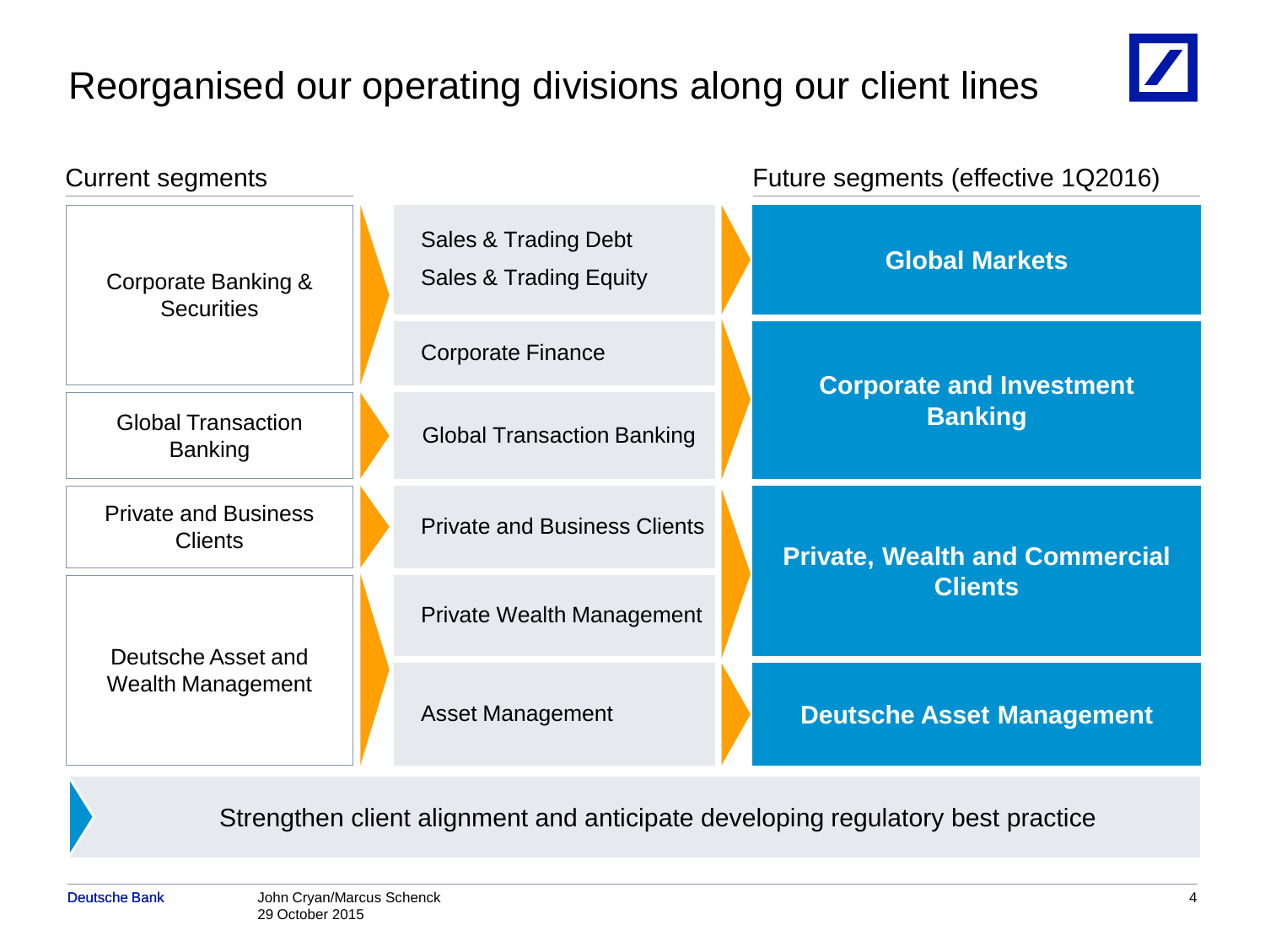# Reorganised our operating divisions along our client lines

| Current segments | | Future segments (effective 1Q2016) |
|---|---|---|
| Corporate Banking & Securities | Sales & Trading Debt<br>Sales & Trading Equity | **Global Markets** |
| | Corporate Finance | **Corporate and Investment Banking** |
| Global Transaction Banking | Global Transaction Banking | |
| Private and Business Clients | Private and Business Clients | **Private, Wealth and Commercial Clients** |
| Deutsche Asset and Wealth Management | Private Wealth Management | |
| | Asset Management | **Deutsche Asset Management** |

Strengthen client alignment and anticipate developing regulatory best practice

John Cryan/Marcus Schenck
29 October 2015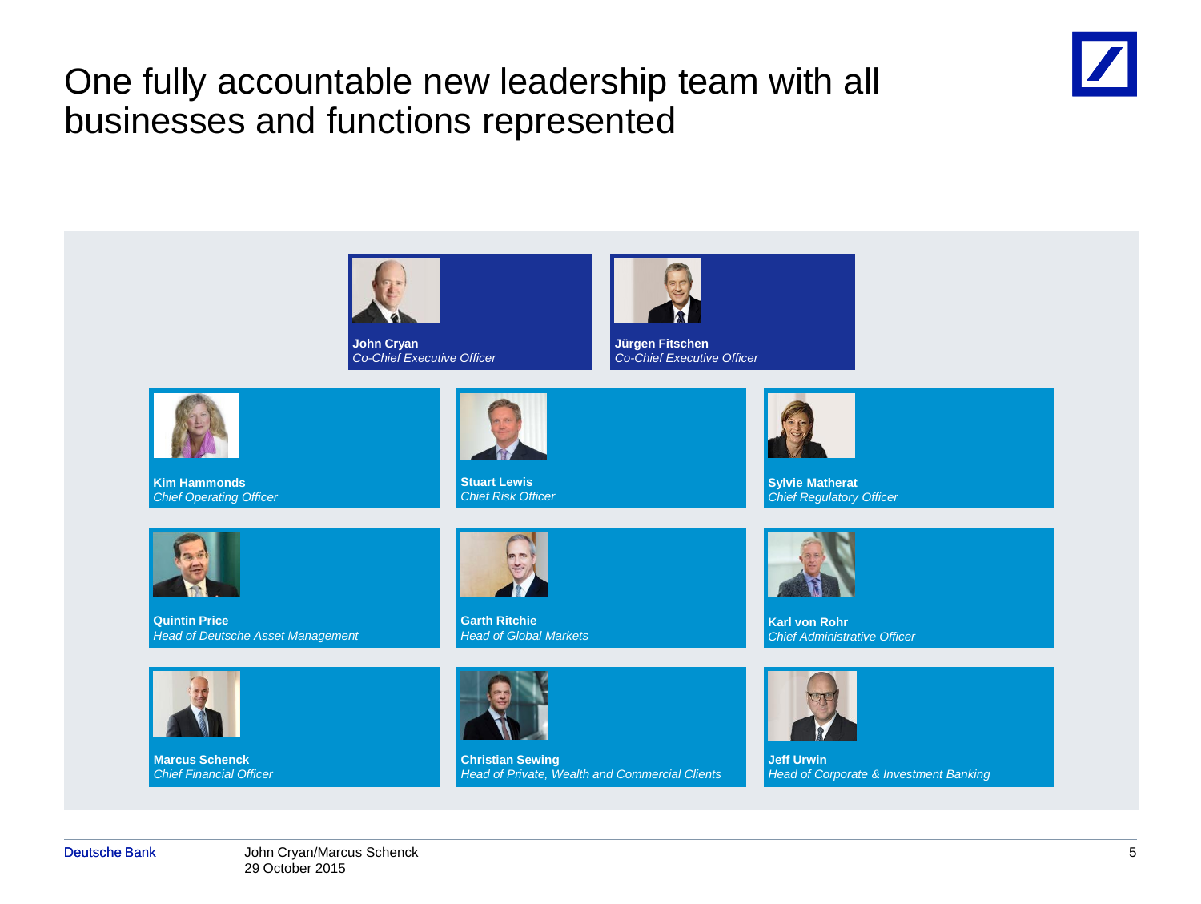# One fully accountable new leadership team with all businesses and functions represented

**John Cryan**
*Co-Chief Executive Officer*

**Jürgen Fitschen**
*Co-Chief Executive Officer*

**Kim Hammonds**
*Chief Operating Officer*

**Stuart Lewis**
*Chief Risk Officer*

**Sylvie Matherat**
*Chief Regulatory Officer*

**Quintin Price**
*Head of Deutsche Asset Management*

**Garth Ritchie**
*Head of Global Markets*

**Karl von Rohr**
*Chief Administrative Officer*

**Marcus Schenck**
*Chief Financial Officer*

**Christian Sewing**
*Head of Private, Wealth and Commercial Clients*

**Jeff Urwin**
*Head of Corporate & Investment Banking*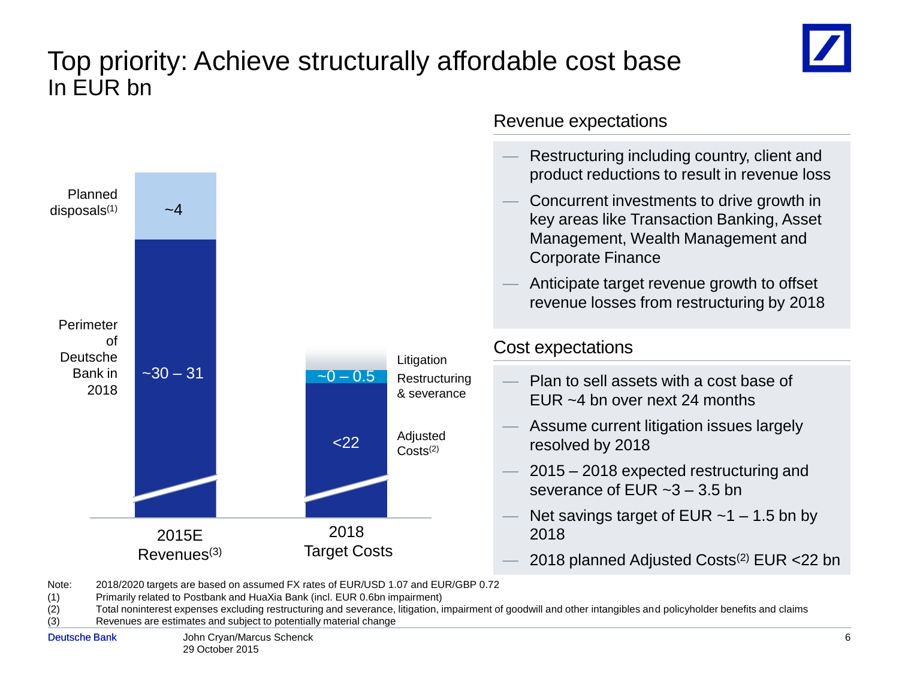# Top priority: Achieve structurally affordable cost base

In EUR bn

| | 2015E Revenues[3] | 2018 Target Costs |
|---|---|---|
| Planned disposals[1] | ~4 | |
| Perimeter of Deutsche Bank in 2018 | ~30 – 31 | |
| Litigation | | |
| Restructuring & severance | | ~0 – 0.5 |
| Adjusted Costs[2] | | <22 |

## Revenue expectations

- Restructuring including country, client and product reductions to result in revenue loss
- Concurrent investments to drive growth in key areas like Transaction Banking, Asset Management, Wealth Management and Corporate Finance
- Anticipate target revenue growth to offset revenue losses from restructuring by 2018

## Cost expectations

- Plan to sell assets with a cost base of EUR ~4 bn over next 24 months
- Assume current litigation issues largely resolved by 2018
- 2015 – 2018 expected restructuring and severance of EUR ~3 – 3.5 bn
- Net savings target of EUR ~1 – 1.5 bn by 2018
- 2018 planned Adjusted Costs[2] EUR <22 bn

Note: 2018/2020 targets are based on assumed FX rates of EUR/USD 1.07 and EUR/GBP 0.72

(1) Primarily related to Postbank and HuaXia Bank (incl. EUR 0.6bn impairment)

(2) Total noninterest expenses excluding restructuring and severance, litigation, impairment of goodwill and other intangibles and policyholder benefits and claims

(3) Revenues are estimates and subject to potentially material change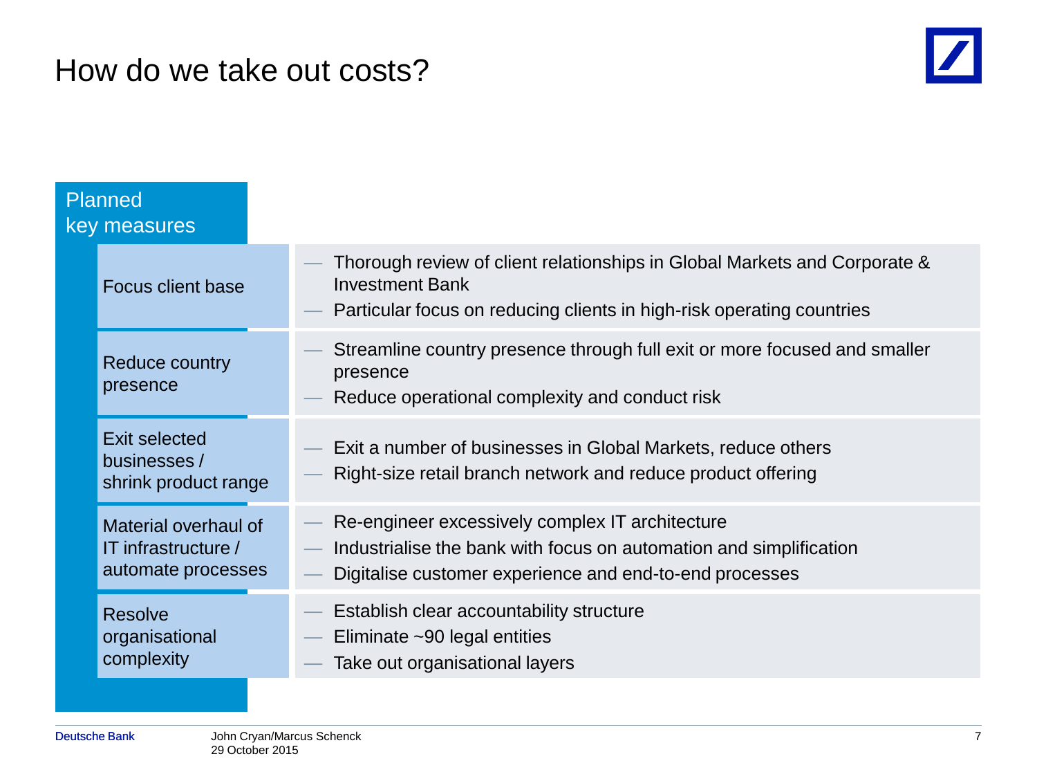# How do we take out costs?

## Planned key measures

| Measure | Details |
|---|---|
| Focus client base | — Thorough review of client relationships in Global Markets and Corporate & Investment Bank<br>— Particular focus on reducing clients in high-risk operating countries |
| Reduce country presence | — Streamline country presence through full exit or more focused and smaller presence<br>— Reduce operational complexity and conduct risk |
| Exit selected businesses / shrink product range | — Exit a number of businesses in Global Markets, reduce others<br>— Right-size retail branch network and reduce product offering |
| Material overhaul of IT infrastructure / automate processes | — Re-engineer excessively complex IT architecture<br>— Industrialise the bank with focus on automation and simplification<br>— Digitalise customer experience and end-to-end processes |
| Resolve organisational complexity | — Establish clear accountability structure<br>— Eliminate ~90 legal entities<br>— Take out organisational layers |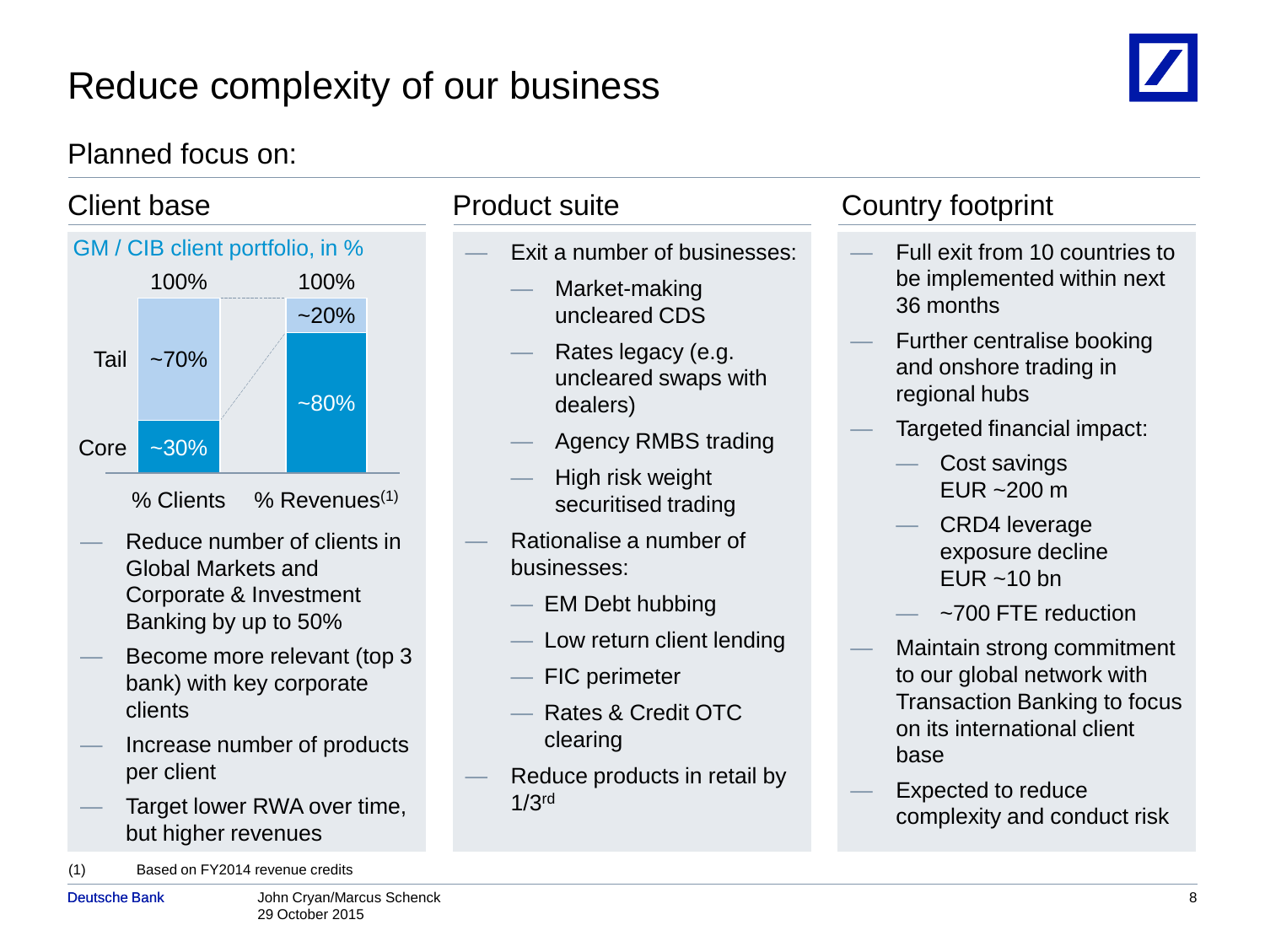# Reduce complexity of our business

Planned focus on:

## Client base

GM / CIB client portfolio, in %

| | % Clients | % Revenues[1] |
|---|---|---|
| | 100% | 100% |
| Tail | ~70% | ~20% |
| Core | ~30% | ~80% |

- Reduce number of clients in Global Markets and Corporate & Investment Banking by up to 50%
- Become more relevant (top 3 bank) with key corporate clients
- Increase number of products per client
- Target lower RWA over time, but higher revenues

## Product suite

- Exit a number of businesses:
  - Market-making uncleared CDS
  - Rates legacy (e.g. uncleared swaps with dealers)
  - Agency RMBS trading
  - High risk weight securitised trading
- Rationalise a number of businesses:
  - EM Debt hubbing
  - Low return client lending
  - FIC perimeter
  - Rates & Credit OTC clearing
- Reduce products in retail by 1/3rd

## Country footprint

- Full exit from 10 countries to be implemented within next 36 months
- Further centralise booking and onshore trading in regional hubs
- Targeted financial impact:
  - Cost savings EUR ~200 m
  - CRD4 leverage exposure decline EUR ~10 bn
  - ~700 FTE reduction
- Maintain strong commitment to our global network with Transaction Banking to focus on its international client base
- Expected to reduce complexity and conduct risk

(1) Based on FY2014 revenue credits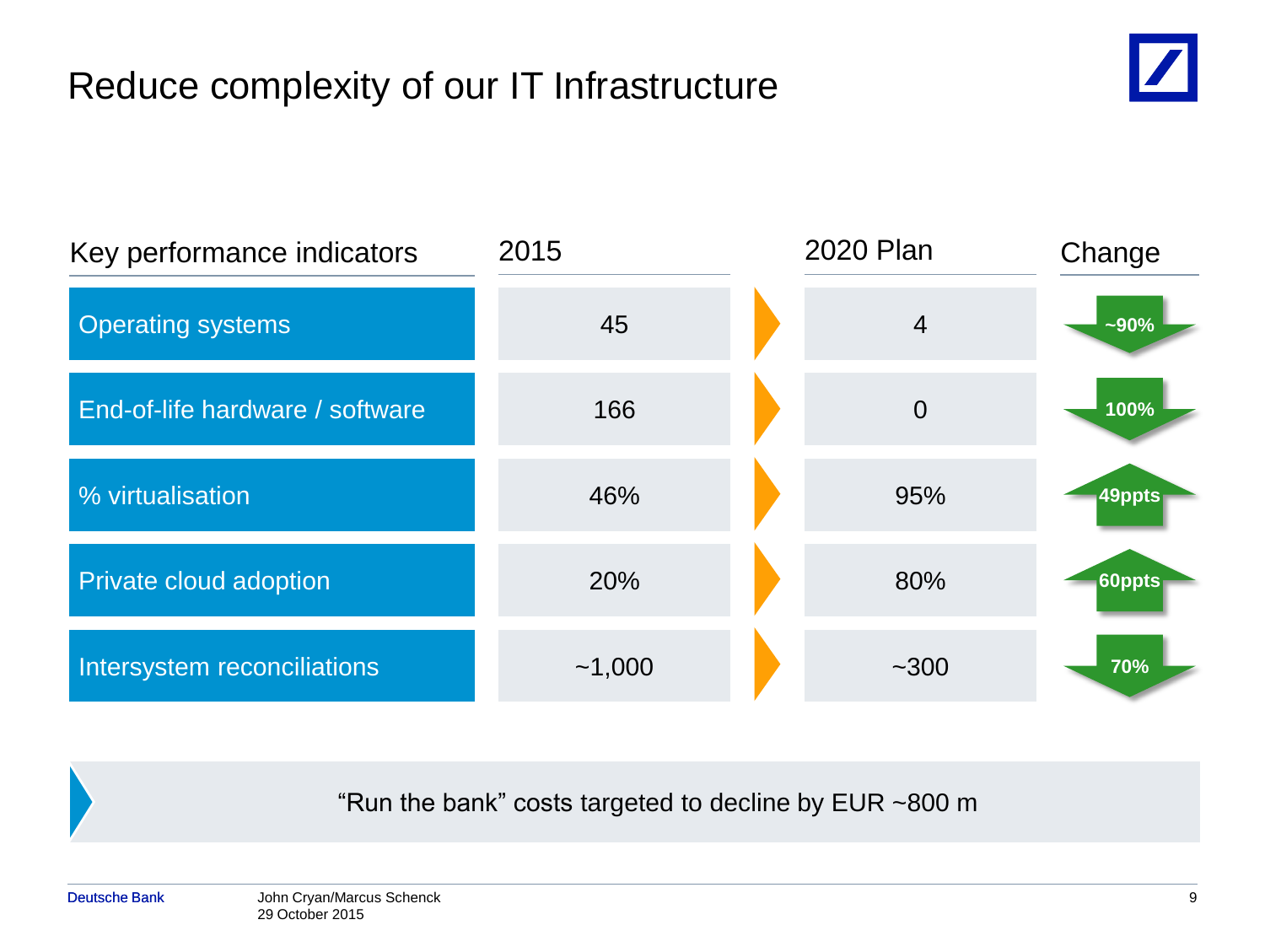# Reduce complexity of our IT Infrastructure

| Key performance indicators | 2015 | 2020 Plan | Change |
|---|---|---|---|
| Operating systems | 45 | 4 | ~90% ↓ |
| End-of-life hardware / software | 166 | 0 | 100% ↓ |
| % virtualisation | 46% | 95% | 49ppts ↑ |
| Private cloud adoption | 20% | 80% | 60ppts ↑ |
| Intersystem reconciliations | ~1,000 | ~300 | 70% ↓ |

"Run the bank" costs targeted to decline by EUR ~800 m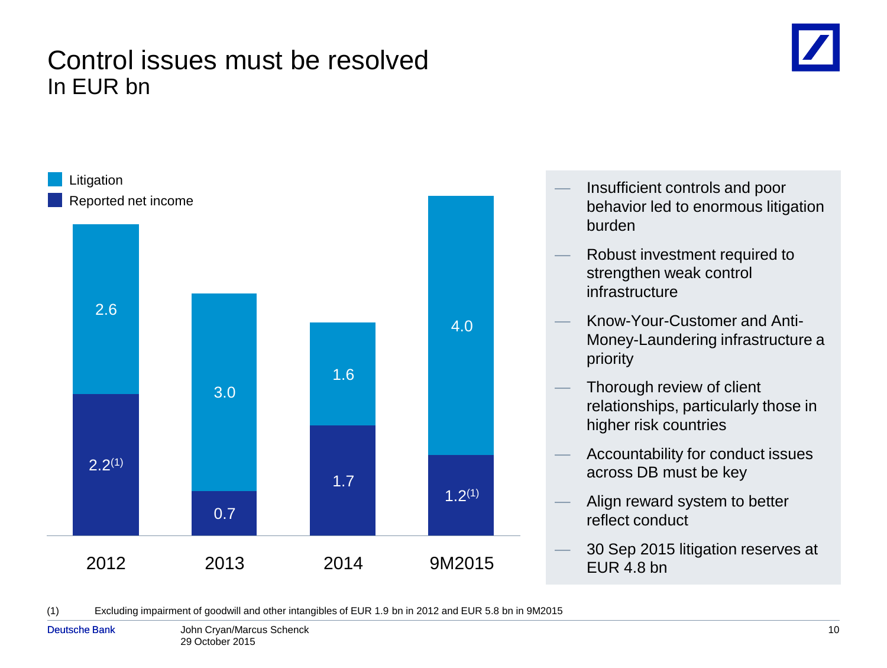# Control issues must be resolved

## In EUR bn

| | 2012 | 2013 | 2014 | 9M2015 |
|---|---|---|---|---|
| Litigation | 2.6 | 3.0 | 1.6 | 4.0 |
| Reported net income | 2.2[(1)] | 0.7 | 1.7 | 1.2[(1)] |

- Insufficient controls and poor behavior led to enormous litigation burden
- Robust investment required to strengthen weak control infrastructure
- Know-Your-Customer and Anti-Money-Laundering infrastructure a priority
- Thorough review of client relationships, particularly those in higher risk countries
- Accountability for conduct issues across DB must be key
- Align reward system to better reflect conduct
- 30 Sep 2015 litigation reserves at EUR 4.8 bn

(1) Excluding impairment of goodwill and other intangibles of EUR 1.9 bn in 2012 and EUR 5.8 bn in 9M2015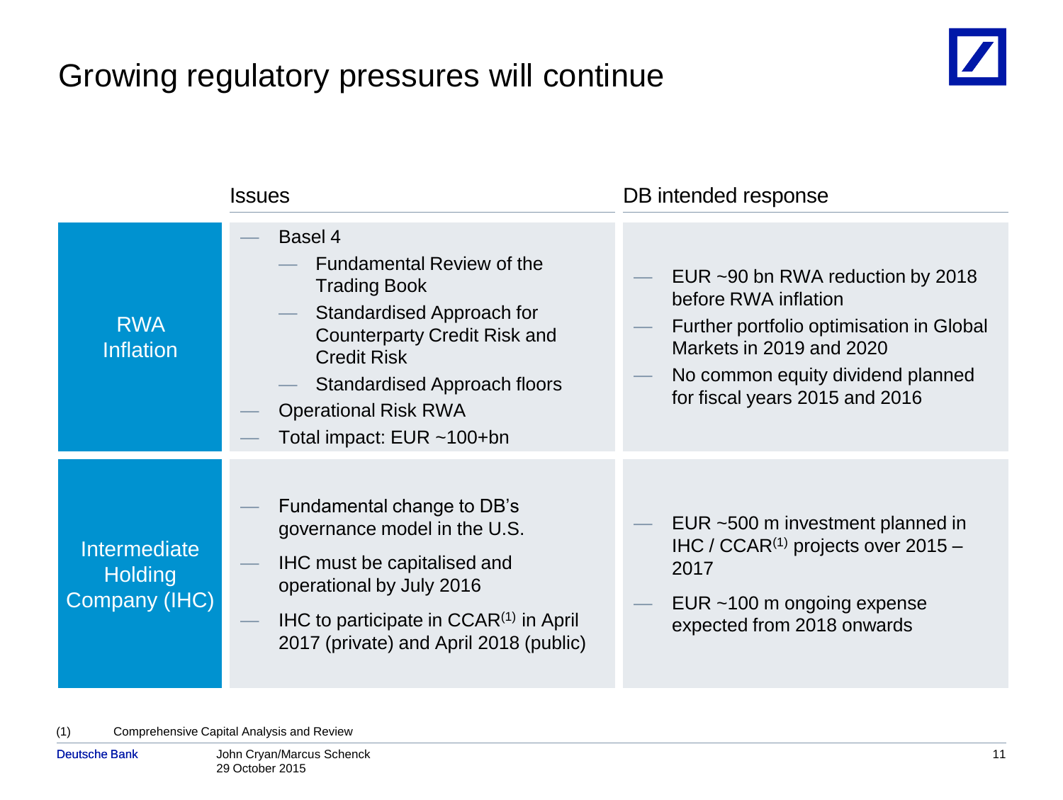# Growing regulatory pressures will continue

| | Issues | DB intended response |
|---|---|---|
| RWA Inflation | — Basel 4<br>  — Fundamental Review of the Trading Book<br>  — Standardised Approach for Counterparty Credit Risk and Credit Risk<br>  — Standardised Approach floors<br>— Operational Risk RWA<br>— Total impact: EUR ~100+bn | — EUR ~90 bn RWA reduction by 2018 before RWA inflation<br>— Further portfolio optimisation in Global Markets in 2019 and 2020<br>— No common equity dividend planned for fiscal years 2015 and 2016 |
| Intermediate Holding Company (IHC) | — Fundamental change to DB's governance model in the U.S.<br>— IHC must be capitalised and operational by July 2016<br>— IHC to participate in CCAR[1] in April 2017 (private) and April 2018 (public) | — EUR ~500 m investment planned in IHC / CCAR[1] projects over 2015 – 2017<br>— EUR ~100 m ongoing expense expected from 2018 onwards |

(1) Comprehensive Capital Analysis and Review

John Cryan/Marcus Schenck
29 October 2015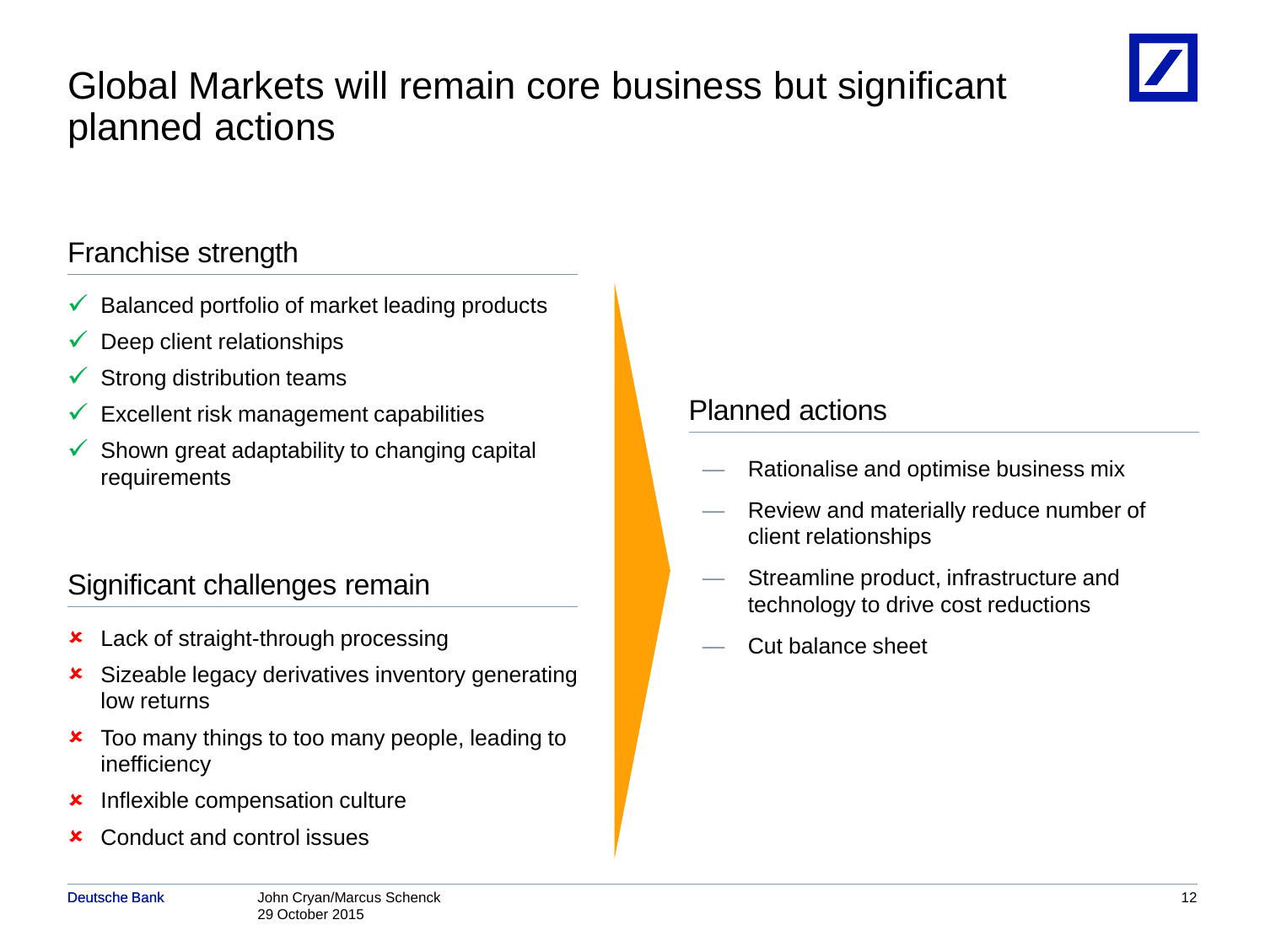# Global Markets will remain core business but significant planned actions

## Franchise strength

- ✓ Balanced portfolio of market leading products
- ✓ Deep client relationships
- ✓ Strong distribution teams
- ✓ Excellent risk management capabilities
- ✓ Shown great adaptability to changing capital requirements

## Significant challenges remain

- ✗ Lack of straight-through processing
- ✗ Sizeable legacy derivatives inventory generating low returns
- ✗ Too many things to too many people, leading to inefficiency
- ✗ Inflexible compensation culture
- ✗ Conduct and control issues

## Planned actions

- Rationalise and optimise business mix
- Review and materially reduce number of client relationships
- Streamline product, infrastructure and technology to drive cost reductions
- Cut balance sheet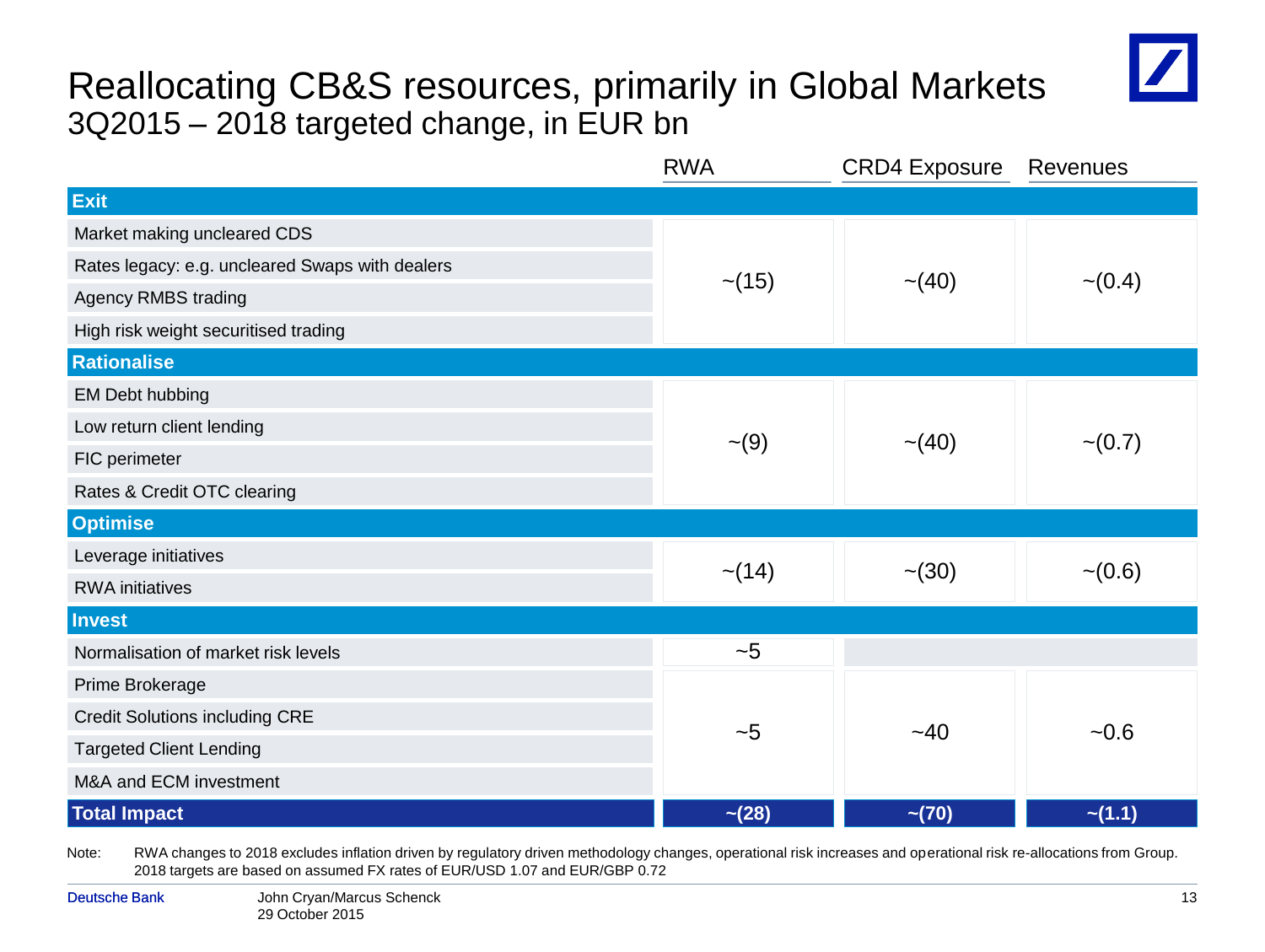# Reallocating CB&S resources, primarily in Global Markets

## 3Q2015 – 2018 targeted change, in EUR bn

| | RWA | CRD4 Exposure | Revenues |
|---|---|---|---|
| **Exit** | | | |
| Market making uncleared CDS<br>Rates legacy: e.g. uncleared Swaps with dealers<br>Agency RMBS trading<br>High risk weight securitised trading | ~(15) | ~(40) | ~(0.4) |
| **Rationalise** | | | |
| EM Debt hubbing<br>Low return client lending<br>FIC perimeter<br>Rates & Credit OTC clearing | ~(9) | ~(40) | ~(0.7) |
| **Optimise** | | | |
| Leverage initiatives<br>RWA initiatives | ~(14) | ~(30) | ~(0.6) |
| **Invest** | | | |
| Normalisation of market risk levels | ~5 | | |
| Prime Brokerage<br>Credit Solutions including CRE<br>Targeted Client Lending<br>M&A and ECM investment | ~5 | ~40 | ~0.6 |
| **Total Impact** | **~(28)** | **~(70)** | **~(1.1)** |

Note: RWA changes to 2018 excludes inflation driven by regulatory driven methodology changes, operational risk increases and operational risk re-allocations from Group. 2018 targets are based on assumed FX rates of EUR/USD 1.07 and EUR/GBP 0.72

John Cryan/Marcus Schenck
29 October 2015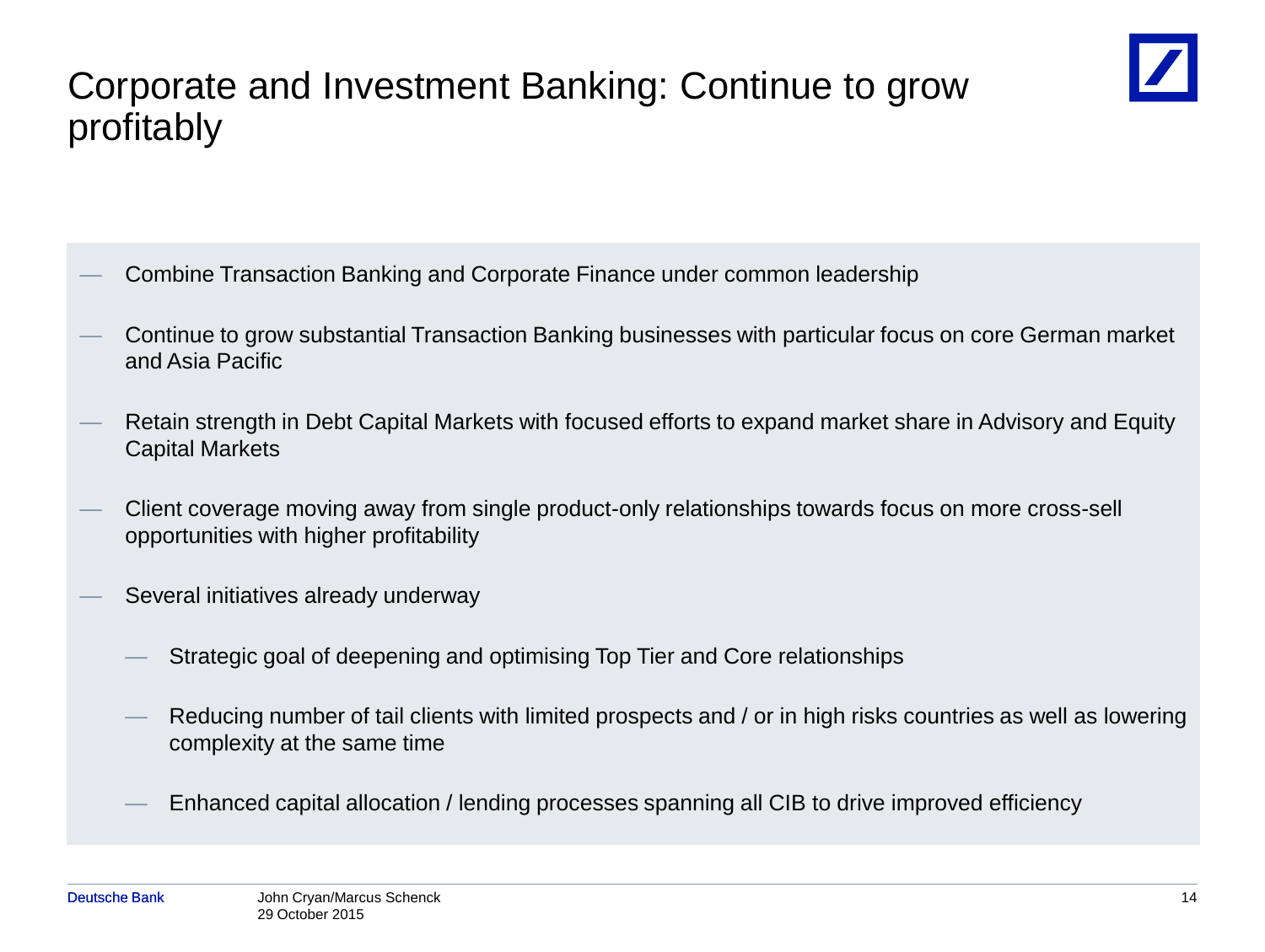# Corporate and Investment Banking: Continue to grow profitably

- Combine Transaction Banking and Corporate Finance under common leadership
- Continue to grow substantial Transaction Banking businesses with particular focus on core German market and Asia Pacific
- Retain strength in Debt Capital Markets with focused efforts to expand market share in Advisory and Equity Capital Markets
- Client coverage moving away from single product-only relationships towards focus on more cross-sell opportunities with higher profitability
- Several initiatives already underway
  - Strategic goal of deepening and optimising Top Tier and Core relationships
  - Reducing number of tail clients with limited prospects and / or in high risks countries as well as lowering complexity at the same time
  - Enhanced capital allocation / lending processes spanning all CIB to drive improved efficiency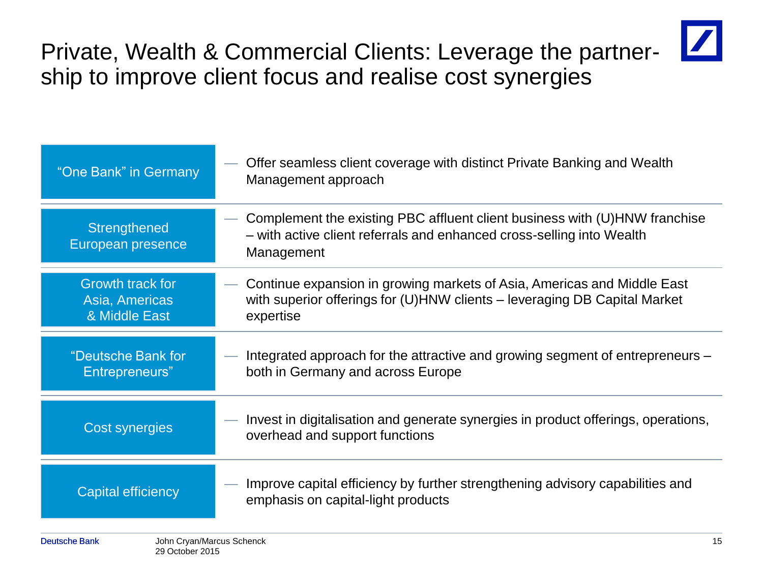# Private, Wealth & Commercial Clients: Leverage the partner-ship to improve client focus and realise cost synergies

| | |
|---|---|
| "One Bank" in Germany | — Offer seamless client coverage with distinct Private Banking and Wealth Management approach |
| Strengthened European presence | — Complement the existing PBC affluent client business with (U)HNW franchise – with active client referrals and enhanced cross-selling into Wealth Management |
| Growth track for Asia, Americas & Middle East | — Continue expansion in growing markets of Asia, Americas and Middle East with superior offerings for (U)HNW clients – leveraging DB Capital Market expertise |
| "Deutsche Bank for Entrepreneurs" | — Integrated approach for the attractive and growing segment of entrepreneurs – both in Germany and across Europe |
| Cost synergies | — Invest in digitalisation and generate synergies in product offerings, operations, overhead and support functions |
| Capital efficiency | — Improve capital efficiency by further strengthening advisory capabilities and emphasis on capital-light products |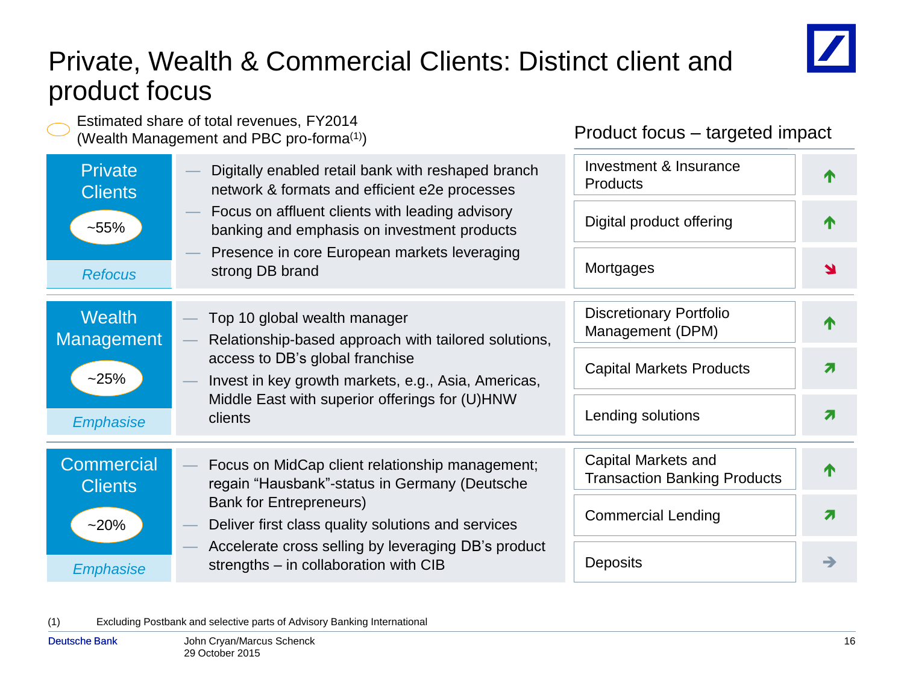# Private, Wealth & Commercial Clients: Distinct client and product focus

Estimated share of total revenues, FY2014 (Wealth Management and PBC pro-forma[(1)])

| Segment | Description | Product focus – targeted impact | |
|---|---|---|---|
| **Private Clients** ~55% *Refocus* | — Digitally enabled retail bank with reshaped branch network & formats and efficient e2e processes<br>— Focus on affluent clients with leading advisory banking and emphasis on investment products<br>— Presence in core European markets leveraging strong DB brand | Investment & Insurance Products | ↑ |
| | | Digital product offering | ↑ |
| | | Mortgages | ↘ |
| **Wealth Management** ~25% *Emphasise* | — Top 10 global wealth manager<br>— Relationship-based approach with tailored solutions, access to DB's global franchise<br>— Invest in key growth markets, e.g., Asia, Americas, Middle East with superior offerings for (U)HNW clients | Discretionary Portfolio Management (DPM) | ↑ |
| | | Capital Markets Products | ↗ |
| | | Lending solutions | ↗ |
| **Commercial Clients** ~20% *Emphasise* | — Focus on MidCap client relationship management; regain "Hausbank"-status in Germany (Deutsche Bank for Entrepreneurs)<br>— Deliver first class quality solutions and services<br>— Accelerate cross selling by leveraging DB's product strengths – in collaboration with CIB | Capital Markets and Transaction Banking Products | ↑ |
| | | Commercial Lending | ↗ |
| | | Deposits | → |

(1) Excluding Postbank and selective parts of Advisory Banking International

John Cryan/Marcus Schenck
29 October 2015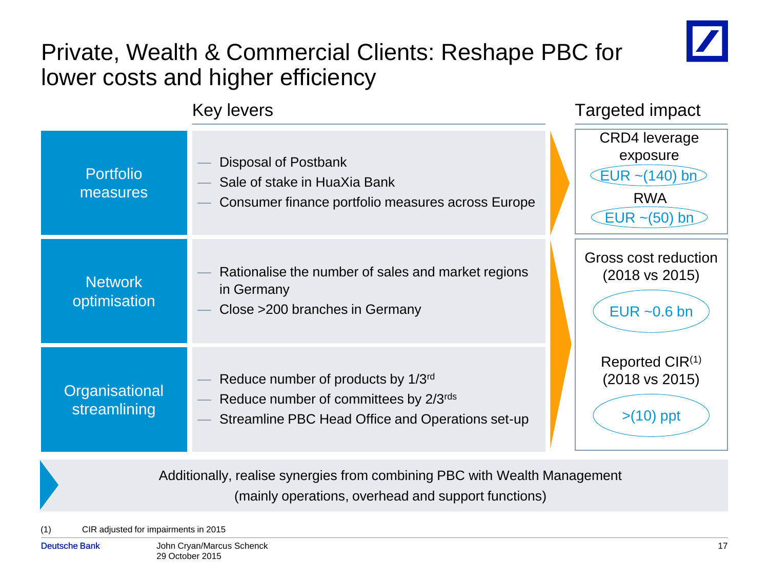# Private, Wealth & Commercial Clients: Reshape PBC for lower costs and higher efficiency

| | Key levers | Targeted impact |
|---|---|---|
| Portfolio measures | — Disposal of Postbank<br>— Sale of stake in HuaXia Bank<br>— Consumer finance portfolio measures across Europe | CRD4 leverage exposure<br>EUR ~(140) bn<br>RWA<br>EUR ~(50) bn |
| Network optimisation | — Rationalise the number of sales and market regions in Germany<br>— Close >200 branches in Germany | Gross cost reduction (2018 vs 2015)<br>EUR ~0.6 bn<br>Reported CIR(1) (2018 vs 2015)<br>>(10) ppt |
| Organisational streamlining | — Reduce number of products by 1/3rd<br>— Reduce number of committees by 2/3rds<br>— Streamline PBC Head Office and Operations set-up | |

Additionally, realise synergies from combining PBC with Wealth Management (mainly operations, overhead and support functions)

(1) CIR adjusted for impairments in 2015

John Cryan/Marcus Schenck
29 October 2015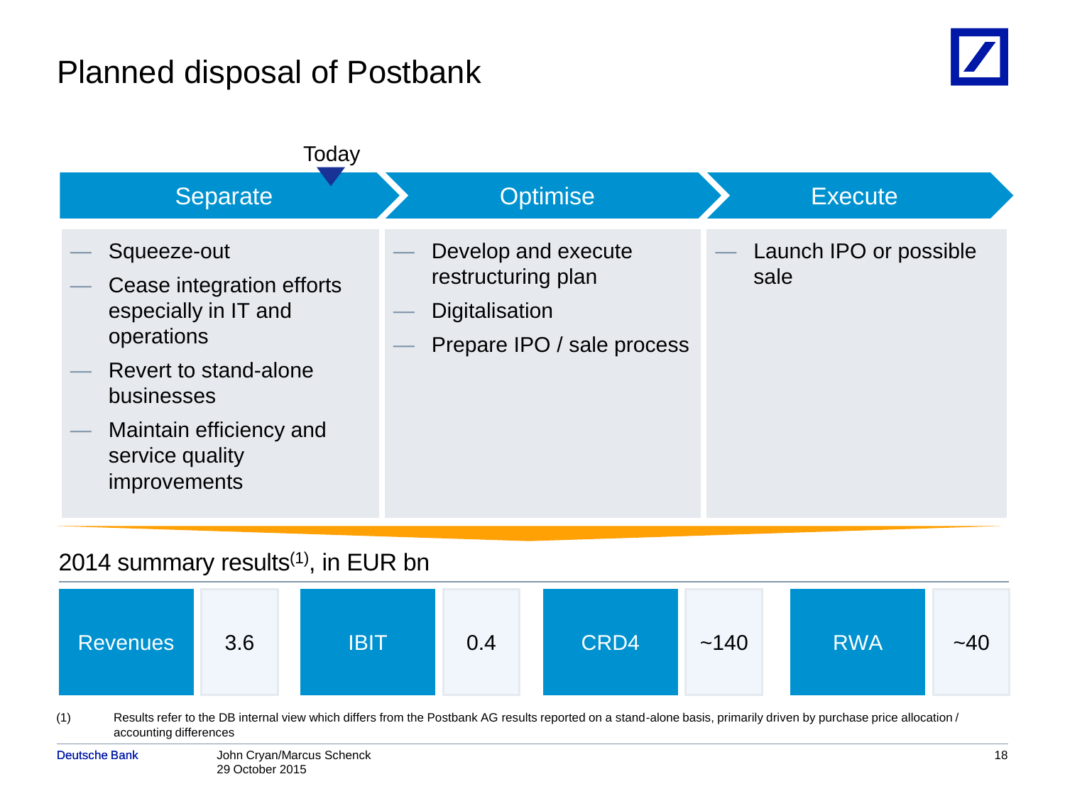# Planned disposal of Postbank

Today

| Separate | Optimise | Execute |
|---|---|---|
| — Squeeze-out<br>— Cease integration efforts especially in IT and operations<br>— Revert to stand-alone businesses<br>— Maintain efficiency and service quality improvements | — Develop and execute restructuring plan<br>— Digitalisation<br>— Prepare IPO / sale process | — Launch IPO or possible sale |

## 2014 summary results[(1)], in EUR bn

| Revenues | IBIT | CRD4 | RWA |
|---|---|---|---|
| 3.6 | 0.4 | ~140 | ~40 |

(1) Results refer to the DB internal view which differs from the Postbank AG results reported on a stand-alone basis, primarily driven by purchase price allocation / accounting differences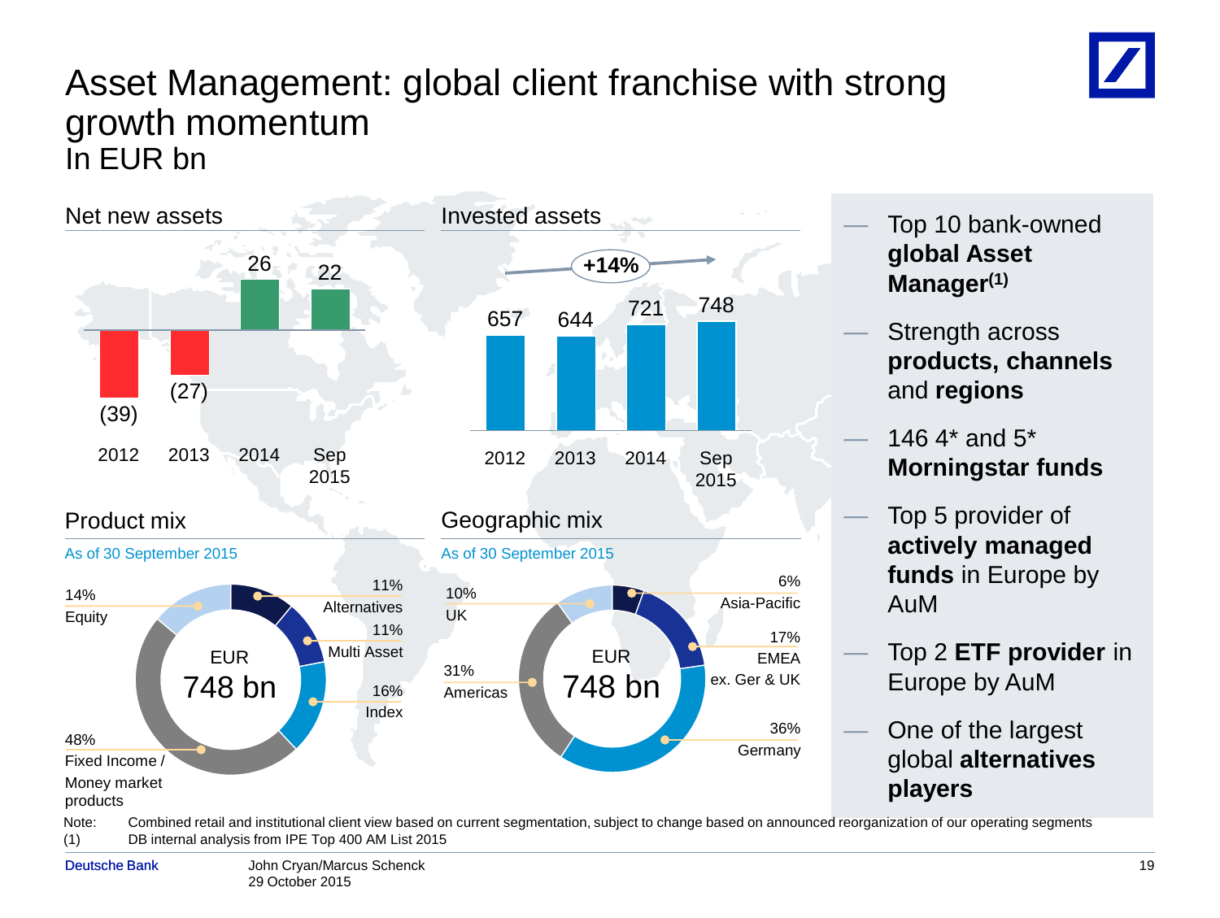# Asset Management: global client franchise with strong growth momentum

In EUR bn

## Net new assets

| 2012 | 2013 | 2014 | Sep 2015 |
|---|---|---|---|
| (39) | (27) | 26 | 22 |

## Invested assets

+14%

| 2012 | 2013 | 2014 | Sep 2015 |
|---|---|---|---|
| 657 | 644 | 721 | 748 |

## Product mix

As of 30 September 2015

EUR 748 bn

- 14% Equity
- 11% Alternatives
- 11% Multi Asset
- 16% Index
- 48% Fixed Income / Money market products

## Geographic mix

As of 30 September 2015

EUR 748 bn

- 10% UK
- 6% Asia-Pacific
- 17% EMEA ex. Ger & UK
- 31% Americas
- 36% Germany

---

- Top 10 bank-owned **global Asset Manager**[1]
- Strength across **products, channels** and **regions**
- 146 4* and 5* **Morningstar funds**
- Top 5 provider of **actively managed funds** in Europe by AuM
- Top 2 **ETF provider** in Europe by AuM
- One of the largest global **alternatives players**

Note: Combined retail and institutional client view based on current segmentation, subject to change based on announced reorganization of our operating segments

(1) DB internal analysis from IPE Top 400 AM List 2015

John Cryan/Marcus Schenck
29 October 2015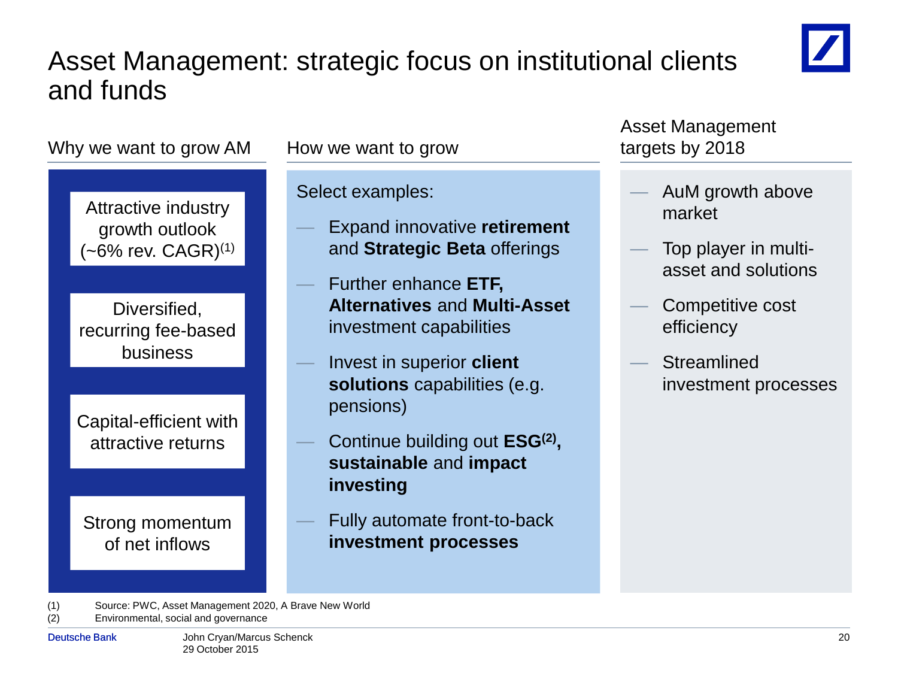# Asset Management: strategic focus on institutional clients and funds

## Why we want to grow AM

- Attractive industry growth outlook (~6% rev. CAGR)[1]
- Diversified, recurring fee-based business
- Capital-efficient with attractive returns
- Strong momentum of net inflows

## How we want to grow

Select examples:

- Expand innovative **retirement** and **Strategic Beta** offerings
- Further enhance **ETF, Alternatives** and **Multi-Asset** investment capabilities
- Invest in superior **client solutions** capabilities (e.g. pensions)
- Continue building out **ESG[2], sustainable** and **impact investing**
- Fully automate front-to-back **investment processes**

## Asset Management targets by 2018

- AuM growth above market
- Top player in multi-asset and solutions
- Competitive cost efficiency
- Streamlined investment processes

(1) Source: PWC, Asset Management 2020, A Brave New World
(2) Environmental, social and governance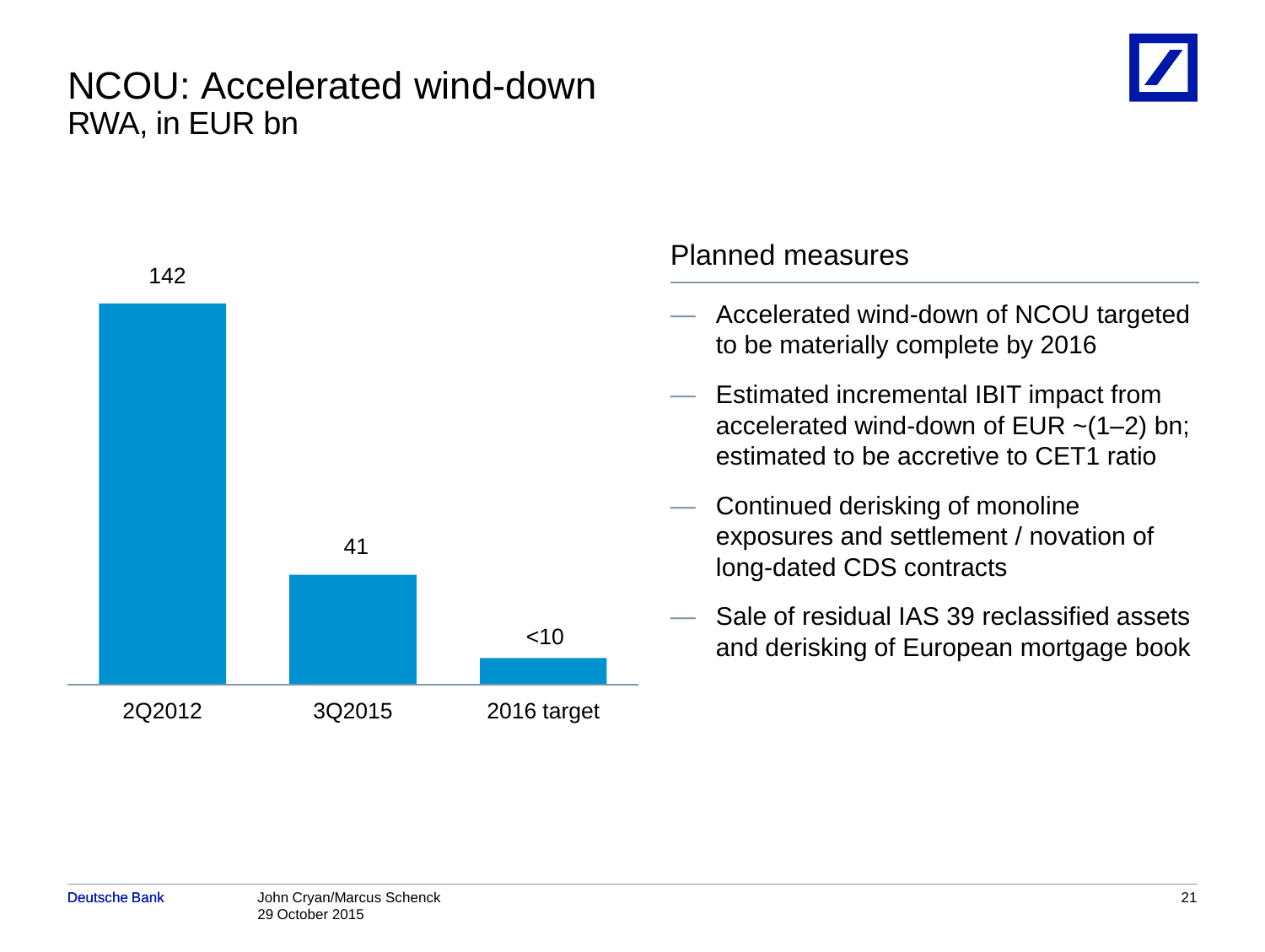# NCOU: Accelerated wind-down

## RWA, in EUR bn

| 2Q2012 | 3Q2015 | 2016 target |
| --- | --- | --- |
| 142 | 41 | <10 |

### Planned measures

- Accelerated wind-down of NCOU targeted to be materially complete by 2016
- Estimated incremental IBIT impact from accelerated wind-down of EUR ~(1–2) bn; estimated to be accretive to CET1 ratio
- Continued derisking of monoline exposures and settlement / novation of long-dated CDS contracts
- Sale of residual IAS 39 reclassified assets and derisking of European mortgage book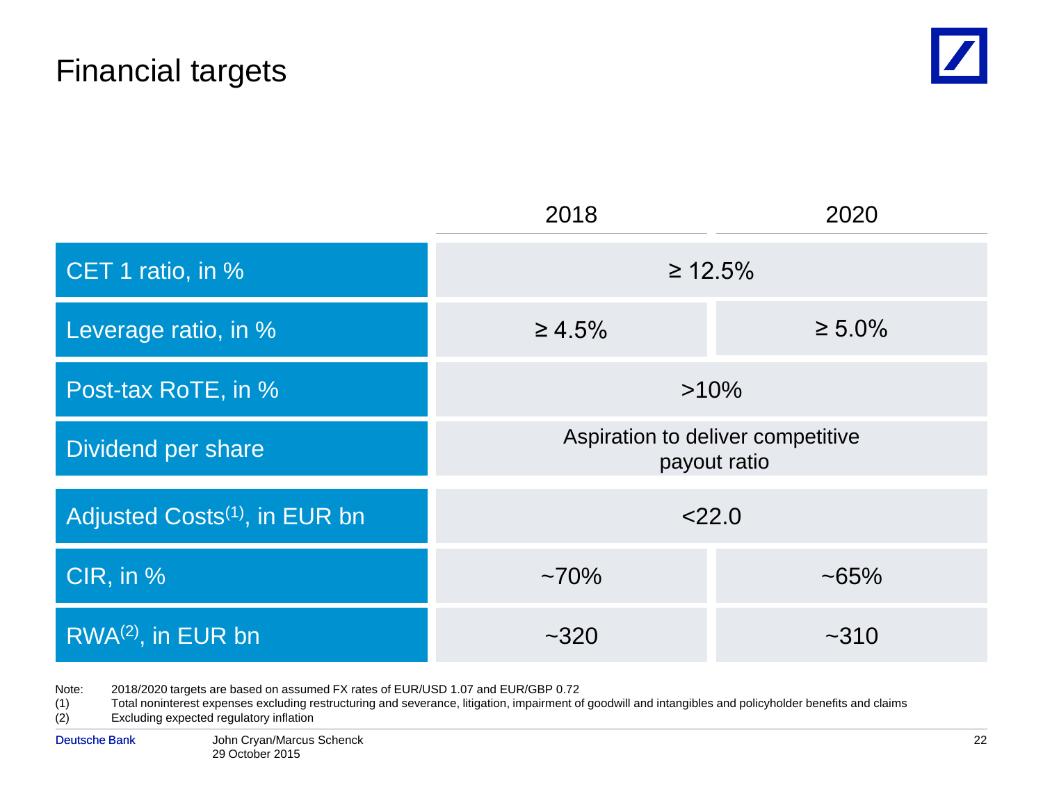# Financial targets

| | 2018 | 2020 |
|---|---|---|
| CET 1 ratio, in % | ≥ 12.5% | |
| Leverage ratio, in % | ≥ 4.5% | ≥ 5.0% |
| Post-tax RoTE, in % | >10% | |
| Dividend per share | Aspiration to deliver competitive payout ratio | |
| Adjusted Costs[(1)], in EUR bn | <22.0 | |
| CIR, in % | ~70% | ~65% |
| RWA[(2)], in EUR bn | ~320 | ~310 |

Note: 2018/2020 targets are based on assumed FX rates of EUR/USD 1.07 and EUR/GBP 0.72

(1) Total noninterest expenses excluding restructuring and severance, litigation, impairment of goodwill and intangibles and policyholder benefits and claims

(2) Excluding expected regulatory inflation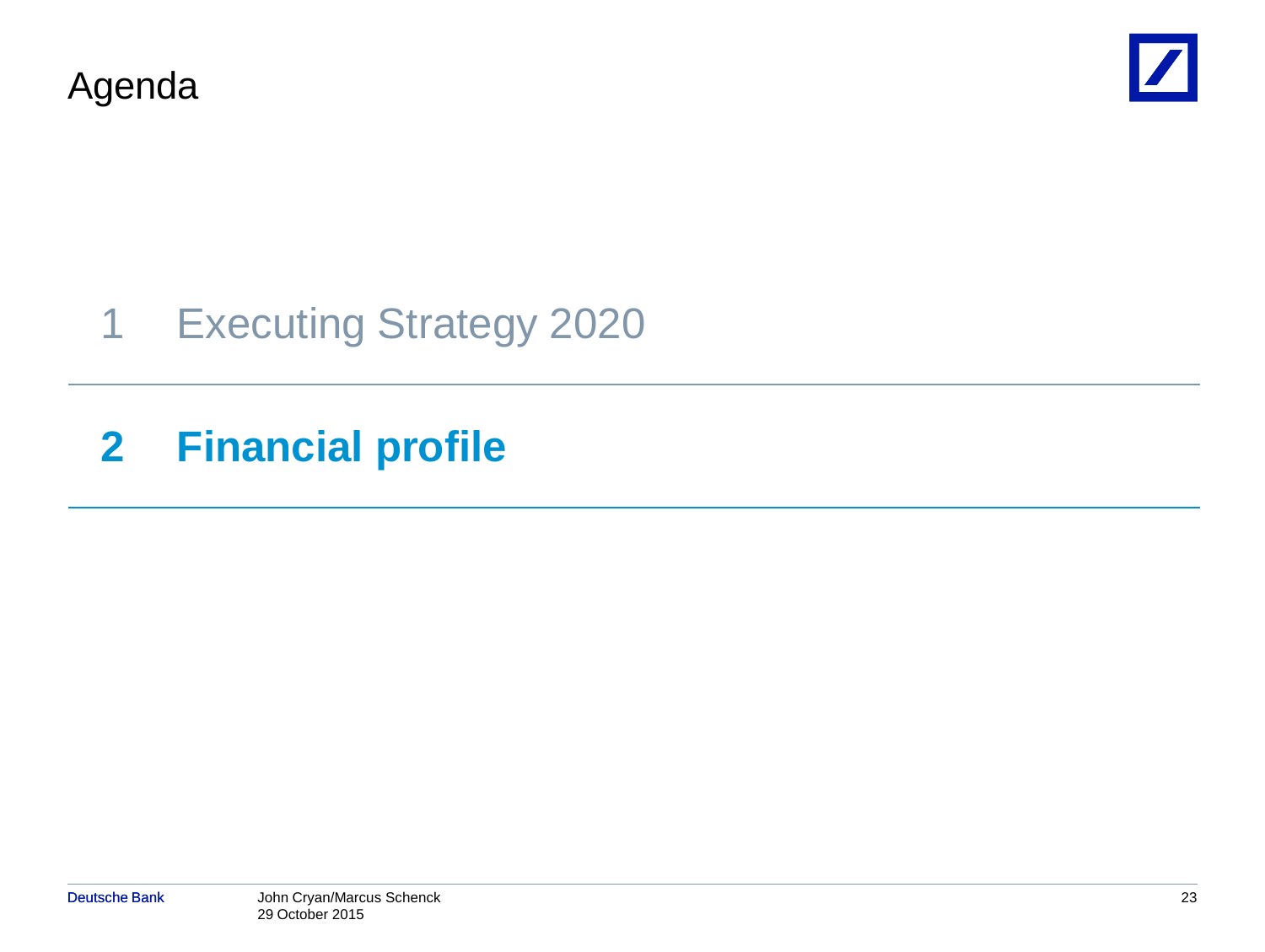# Agenda

1 Executing Strategy 2020

**2 Financial profile**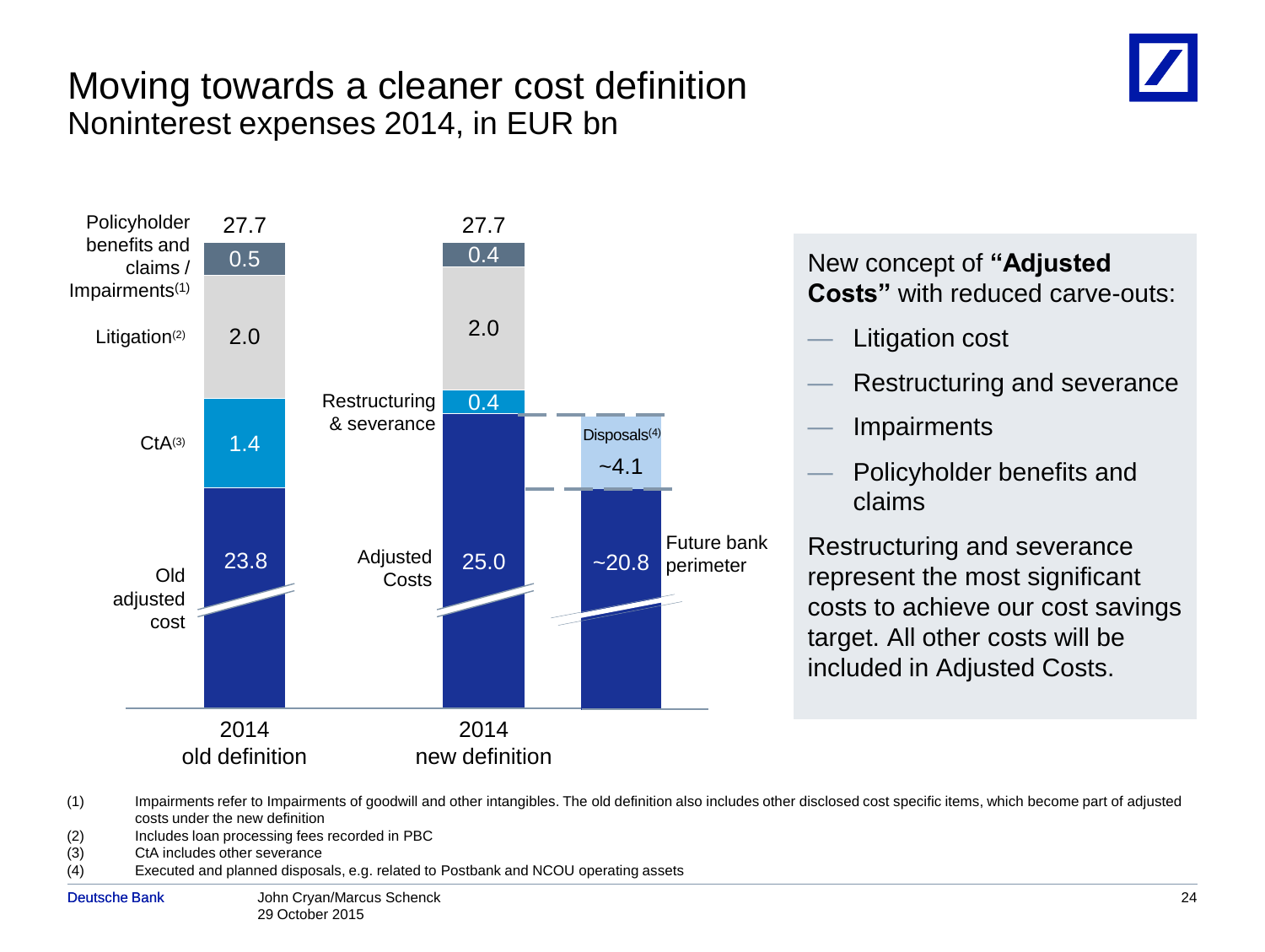# Moving towards a cleaner cost definition

## Noninterest expenses 2014, in EUR bn

| | 2014 old definition | 2014 new definition | Future bank perimeter |
|---|---|---|---|
| Policyholder benefits and claims / Impairments[1] | 0.5 | 0.4 | |
| Litigation[2] | 2.0 | 2.0 | |
| CtA[3] | 1.4 | | |
| Restructuring & severance | | 0.4 | |
| Disposals[4] | | | ~4.1 |
| Old adjusted cost / Adjusted Costs | 23.8 | 25.0 | ~20.8 |
| Total | 27.7 | 27.7 | |

New concept of **"Adjusted Costs"** with reduced carve-outs:

- Litigation cost
- Restructuring and severance
- Impairments
- Policyholder benefits and claims

Restructuring and severance represent the most significant costs to achieve our cost savings target. All other costs will be included in Adjusted Costs.

(1) Impairments refer to Impairments of goodwill and other intangibles. The old definition also includes other disclosed cost specific items, which become part of adjusted costs under the new definition

(2) Includes loan processing fees recorded in PBC

(3) CtA includes other severance

(4) Executed and planned disposals, e.g. related to Postbank and NCOU operating assets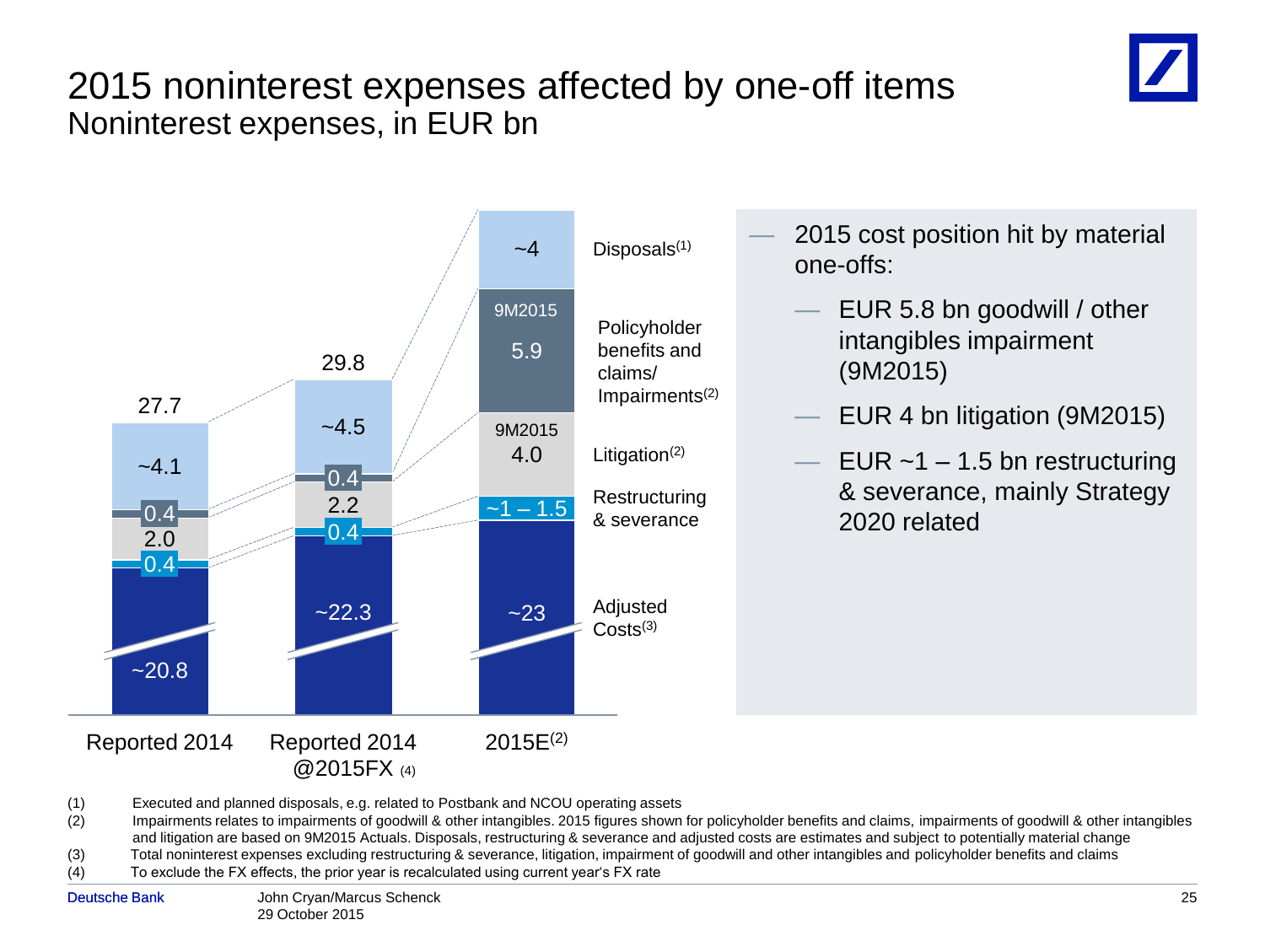# 2015 noninterest expenses affected by one-off items

## Noninterest expenses, in EUR bn

| | Reported 2014 | Reported 2014 @2015FX [4] | 2015E[2] |
|---|---|---|---|
| Disposals[1] | ~4.1 | ~4.5 | ~4 |
| Policyholder benefits and claims/ Impairments[2] | 0.4 | 0.4 | 5.9 (9M2015) |
| Litigation[2] | 2.0 | 2.2 | 4.0 (9M2015) |
| Restructuring & severance | 0.4 | 0.4 | ~1 – 1.5 |
| Adjusted Costs[3] | ~20.8 | ~22.3 | ~23 |
| **Total** | **27.7** | **29.8** | |

- 2015 cost position hit by material one-offs:
  - EUR 5.8 bn goodwill / other intangibles impairment (9M2015)
  - EUR 4 bn litigation (9M2015)
  - EUR ~1 – 1.5 bn restructuring & severance, mainly Strategy 2020 related

(1) Executed and planned disposals, e.g. related to Postbank and NCOU operating assets
(2) Impairments relates to impairments of goodwill & other intangibles. 2015 figures shown for policyholder benefits and claims, impairments of goodwill & other intangibles and litigation are based on 9M2015 Actuals. Disposals, restructuring & severance and adjusted costs are estimates and subject to potentially material change
(3) Total noninterest expenses excluding restructuring & severance, litigation, impairment of goodwill and other intangibles and policyholder benefits and claims
(4) To exclude the FX effects, the prior year is recalculated using current year's FX rate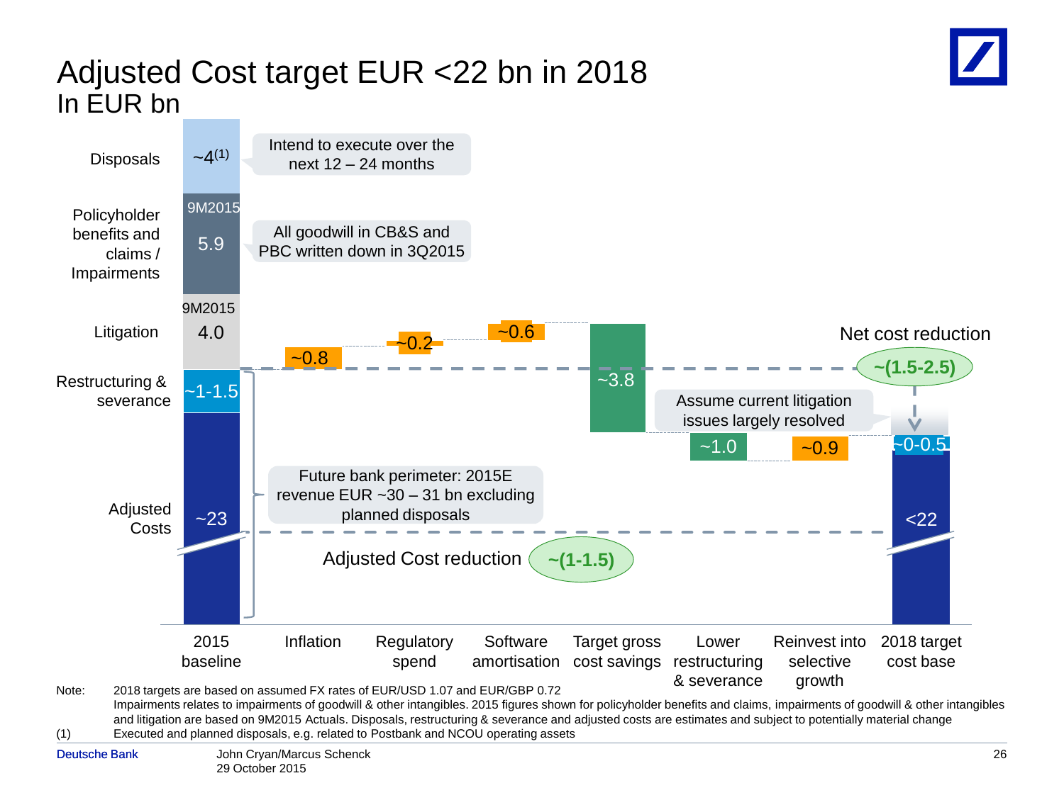# Adjusted Cost target EUR <22 bn in 2018

In EUR bn

| Category | 2015 baseline | Inflation | Regulatory spend | Software amortisation | Target gross cost savings | Lower restructuring & severance | Reinvest into selective growth | 2018 target cost base |
|---|---|---|---|---|---|---|---|---|
| Disposals | ~4[1] | | | | | | | |
| Policyholder benefits and claims / Impairments | 9M2015 5.9 | | | | | | | |
| Litigation | 9M2015 4.0 | | | | | | | |
| Restructuring & severance | ~1-1.5 | | | | | | | ~0-0.5 |
| Adjusted Costs | ~23 | | | | | | | <22 |
| Change | | ~0.8 | ~0.2 | ~0.6 | ~3.8 | ~1.0 | ~0.9 | |

- Disposals: Intend to execute over the next 12 – 24 months
- Policyholder benefits and claims / Impairments: All goodwill in CB&S and PBC written down in 3Q2015
- Future bank perimeter: 2015E revenue EUR ~30 – 31 bn excluding planned disposals
- Assume current litigation issues largely resolved

Net cost reduction: ~(1.5-2.5)

Adjusted Cost reduction: ~(1-1.5)

Note: 2018 targets are based on assumed FX rates of EUR/USD 1.07 and EUR/GBP 0.72
Impairments relates to impairments of goodwill & other intangibles. 2015 figures shown for policyholder benefits and claims, impairments of goodwill & other intangibles and litigation are based on 9M2015 Actuals. Disposals, restructuring & severance and adjusted costs are estimates and subject to potentially material change

(1) Executed and planned disposals, e.g. related to Postbank and NCOU operating assets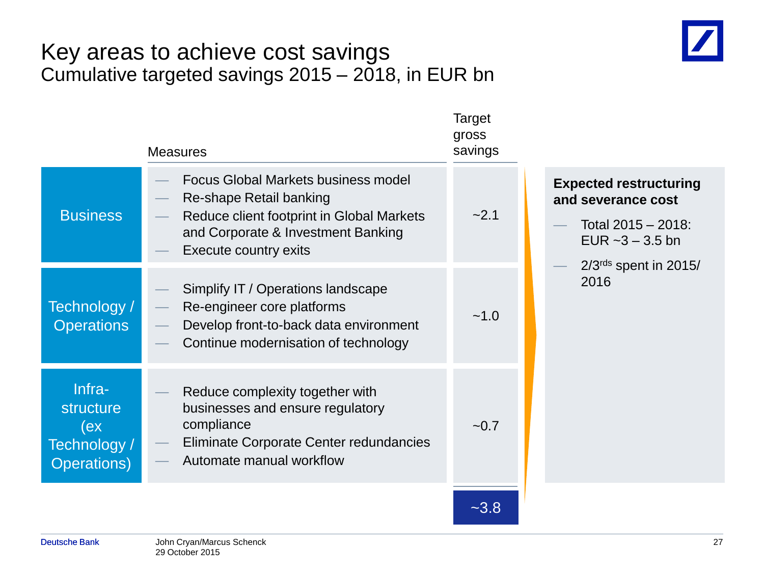# Key areas to achieve cost savings

## Cumulative targeted savings 2015 – 2018, in EUR bn

| | Measures | Target gross savings |
|---|---|---|
| Business | — Focus Global Markets business model<br>— Re-shape Retail banking<br>— Reduce client footprint in Global Markets and Corporate & Investment Banking<br>— Execute country exits | ~2.1 |
| Technology / Operations | — Simplify IT / Operations landscape<br>— Re-engineer core platforms<br>— Develop front-to-back data environment<br>— Continue modernisation of technology | ~1.0 |
| Infra-structure (ex Technology / Operations) | — Reduce complexity together with businesses and ensure regulatory compliance<br>— Eliminate Corporate Center redundancies<br>— Automate manual workflow | ~0.7 |
| | | ~3.8 |

**Expected restructuring and severance cost**

- Total 2015 – 2018: EUR ~3 – 3.5 bn
- 2/3rds spent in 2015/ 2016

John Cryan/Marcus Schenck
29 October 2015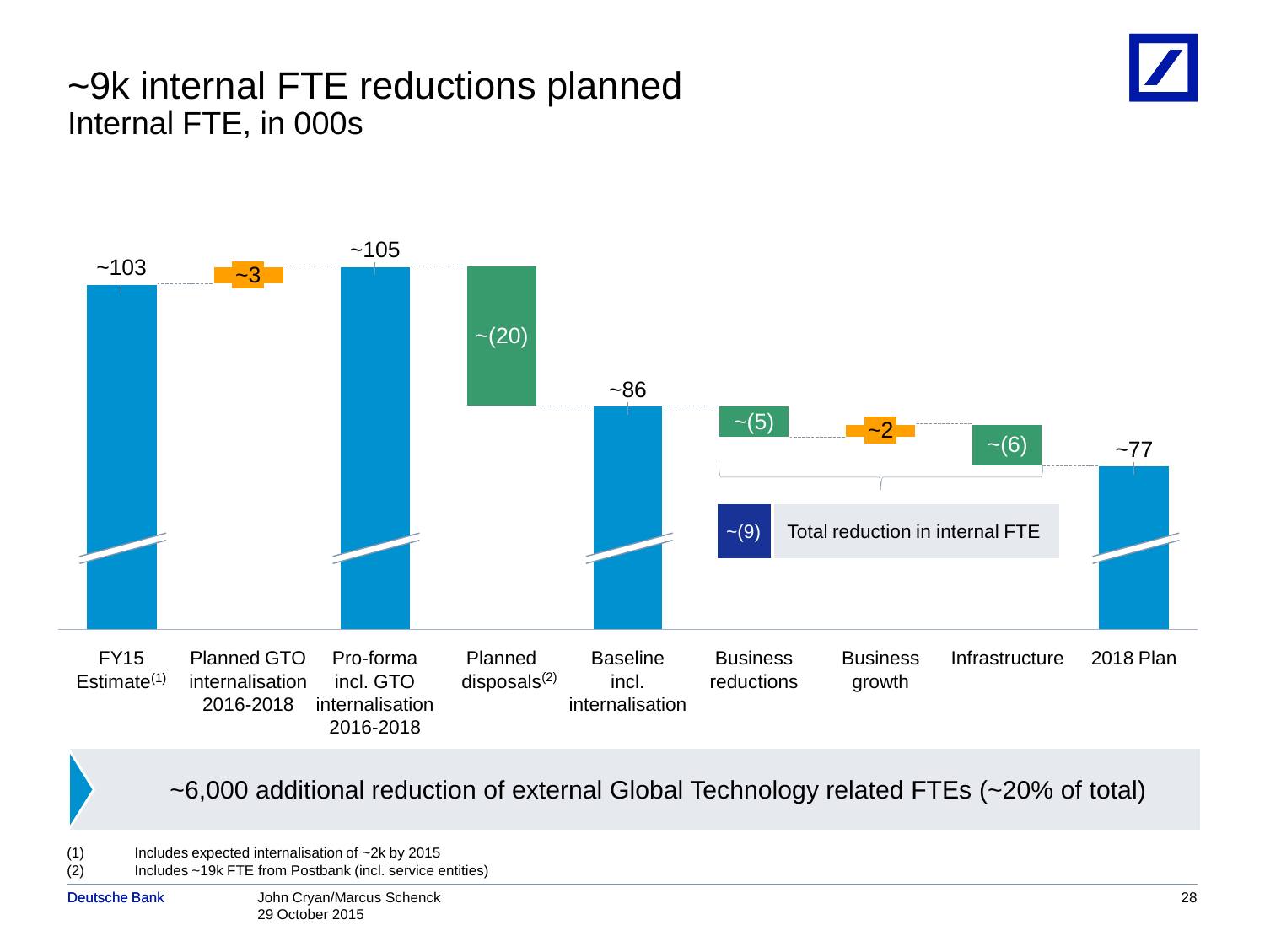# ~9k internal FTE reductions planned

## Internal FTE, in 000s

| FY15 Estimate[1] | Planned GTO internalisation 2016-2018 | Pro-forma incl. GTO internalisation 2016-2018 | Planned disposals[2] | Baseline incl. internalisation | Business reductions | Business growth | Infrastructure | 2018 Plan |
|---|---|---|---|---|---|---|---|---|
| ~103 | ~3 | ~105 | ~(20) | ~86 | ~(5) | ~2 | ~(6) | ~77 |

~(9) Total reduction in internal FTE

~6,000 additional reduction of external Global Technology related FTEs (~20% of total)

(1) Includes expected internalisation of ~2k by 2015

(2) Includes ~19k FTE from Postbank (incl. service entities)

John Cryan/Marcus Schenck
29 October 2015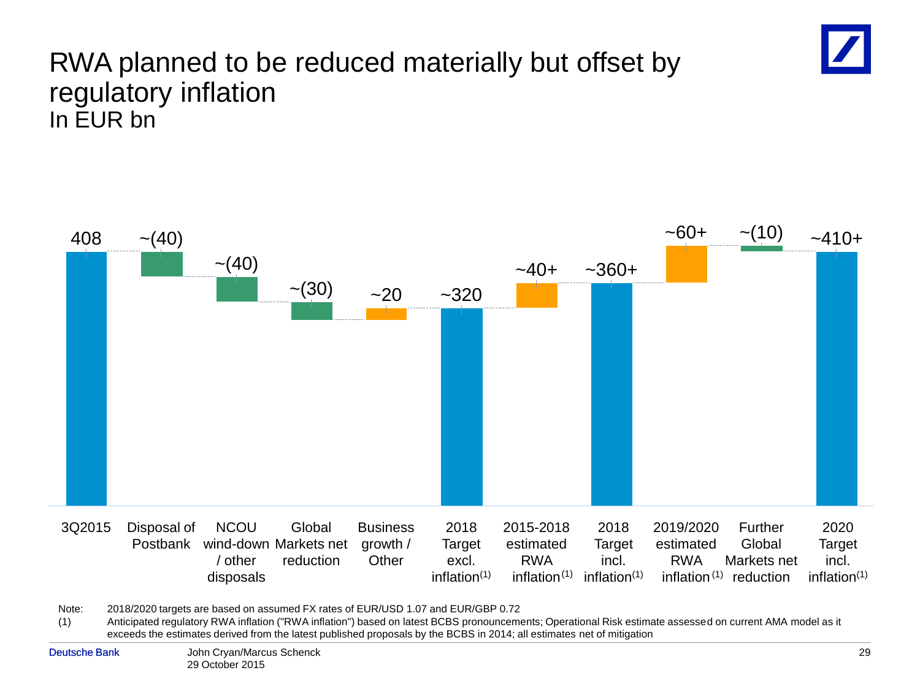# RWA planned to be reduced materially but offset by regulatory inflation

In EUR bn

| 3Q2015 | Disposal of Postbank | NCOU wind-down / other disposals | Global Markets net reduction | Business growth / Other | 2018 Target excl. inflation(1) | 2015-2018 estimated RWA inflation(1) | 2018 Target incl. inflation(1) | 2019/2020 estimated RWA inflation(1) | Further Global Markets net reduction | 2020 Target incl. inflation(1) |
|---|---|---|---|---|---|---|---|---|---|---|
| 408 | ~(40) | ~(40) | ~(30) | ~20 | ~320 | ~40+ | ~360+ | ~60+ | ~(10) | ~410+ |

Note: 2018/2020 targets are based on assumed FX rates of EUR/USD 1.07 and EUR/GBP 0.72

(1) Anticipated regulatory RWA inflation ("RWA inflation") based on latest BCBS pronouncements; Operational Risk estimate assessed on current AMA model as it exceeds the estimates derived from the latest published proposals by the BCBS in 2014; all estimates net of mitigation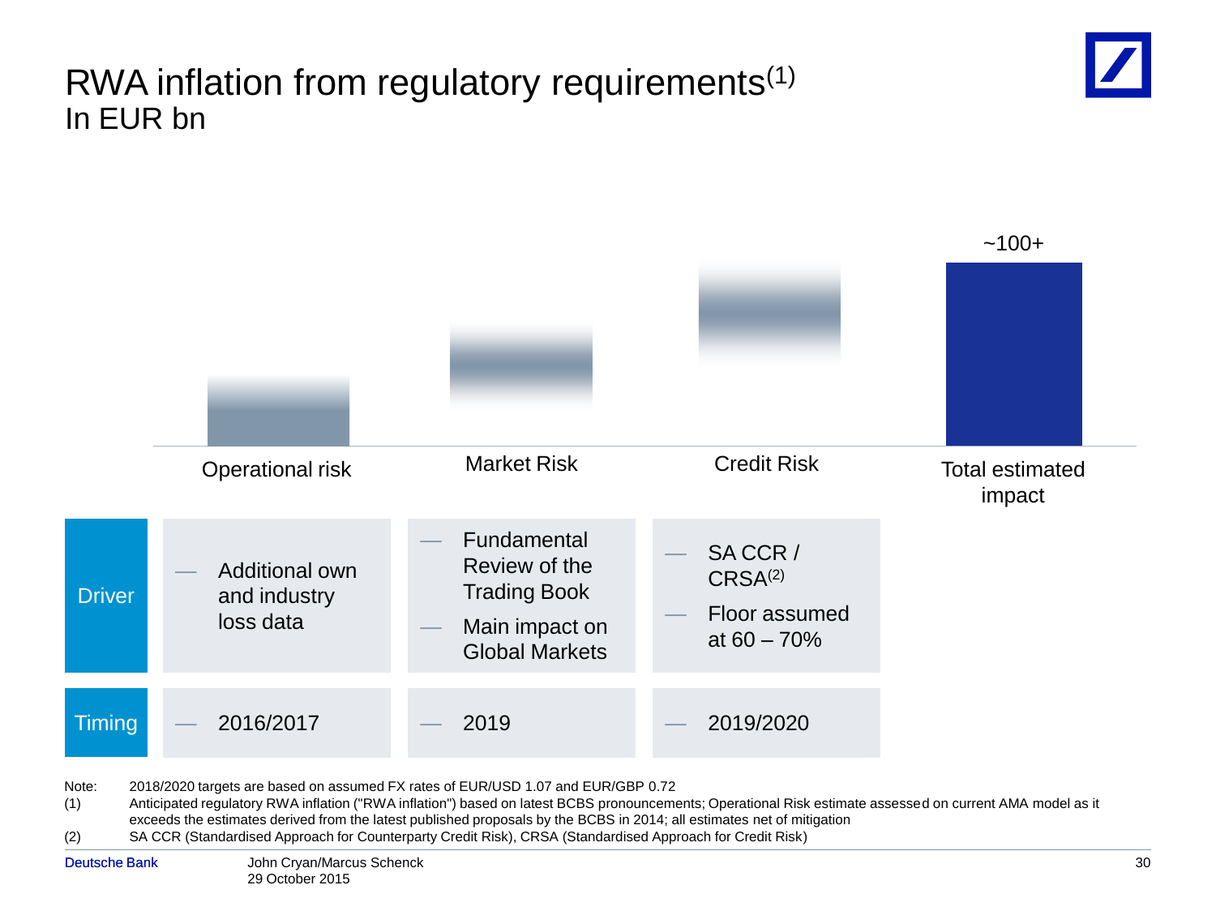# RWA inflation from regulatory requirements[1]

In EUR bn

Operational risk | Market Risk | Credit Risk | Total estimated impact: ~100+

| | Operational risk | Market Risk | Credit Risk |
|---|---|---|---|
| Driver | — Additional own and industry loss data | — Fundamental Review of the Trading Book<br>— Main impact on Global Markets | — SA CCR / CRSA[2]<br>— Floor assumed at 60 – 70% |
| Timing | — 2016/2017 | — 2019 | — 2019/2020 |

Note: 2018/2020 targets are based on assumed FX rates of EUR/USD 1.07 and EUR/GBP 0.72

(1) Anticipated regulatory RWA inflation ("RWA inflation") based on latest BCBS pronouncements; Operational Risk estimate assessed on current AMA model as it exceeds the estimates derived from the latest published proposals by the BCBS in 2014; all estimates net of mitigation

(2) SA CCR (Standardised Approach for Counterparty Credit Risk), CRSA (Standardised Approach for Credit Risk)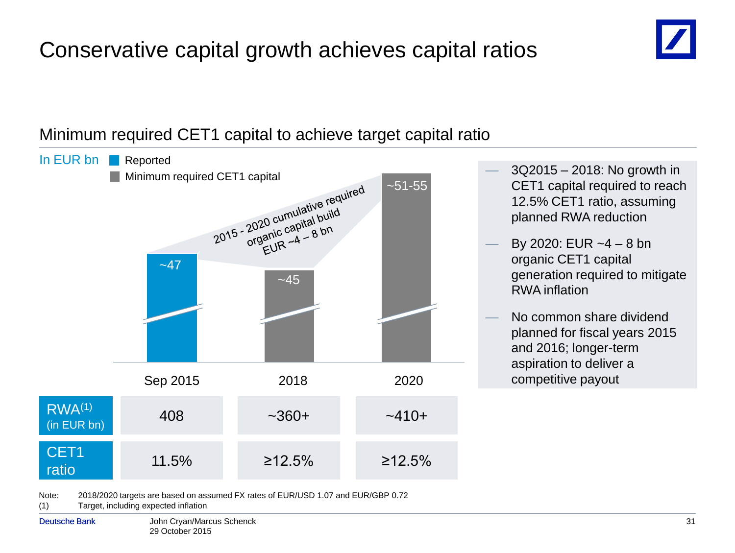# Conservative capital growth achieves capital ratios

## Minimum required CET1 capital to achieve target capital ratio

In EUR bn

- Reported
- Minimum required CET1 capital

2015 - 2020 cumulative required organic capital build EUR ~4 – 8 bn

| | Sep 2015 | 2018 | 2020 |
|---|---|---|---|
| CET1 capital | ~47 | ~45 | ~51-55 |
| RWA[(1)] (in EUR bn) | 408 | ~360+ | ~410+ |
| CET1 ratio | 11.5% | ≥12.5% | ≥12.5% |

- 3Q2015 – 2018: No growth in CET1 capital required to reach 12.5% CET1 ratio, assuming planned RWA reduction
- By 2020: EUR ~4 – 8 bn organic CET1 capital generation required to mitigate RWA inflation
- No common share dividend planned for fiscal years 2015 and 2016; longer-term aspiration to deliver a competitive payout

Note: 2018/2020 targets are based on assumed FX rates of EUR/USD 1.07 and EUR/GBP 0.72

(1) Target, including expected inflation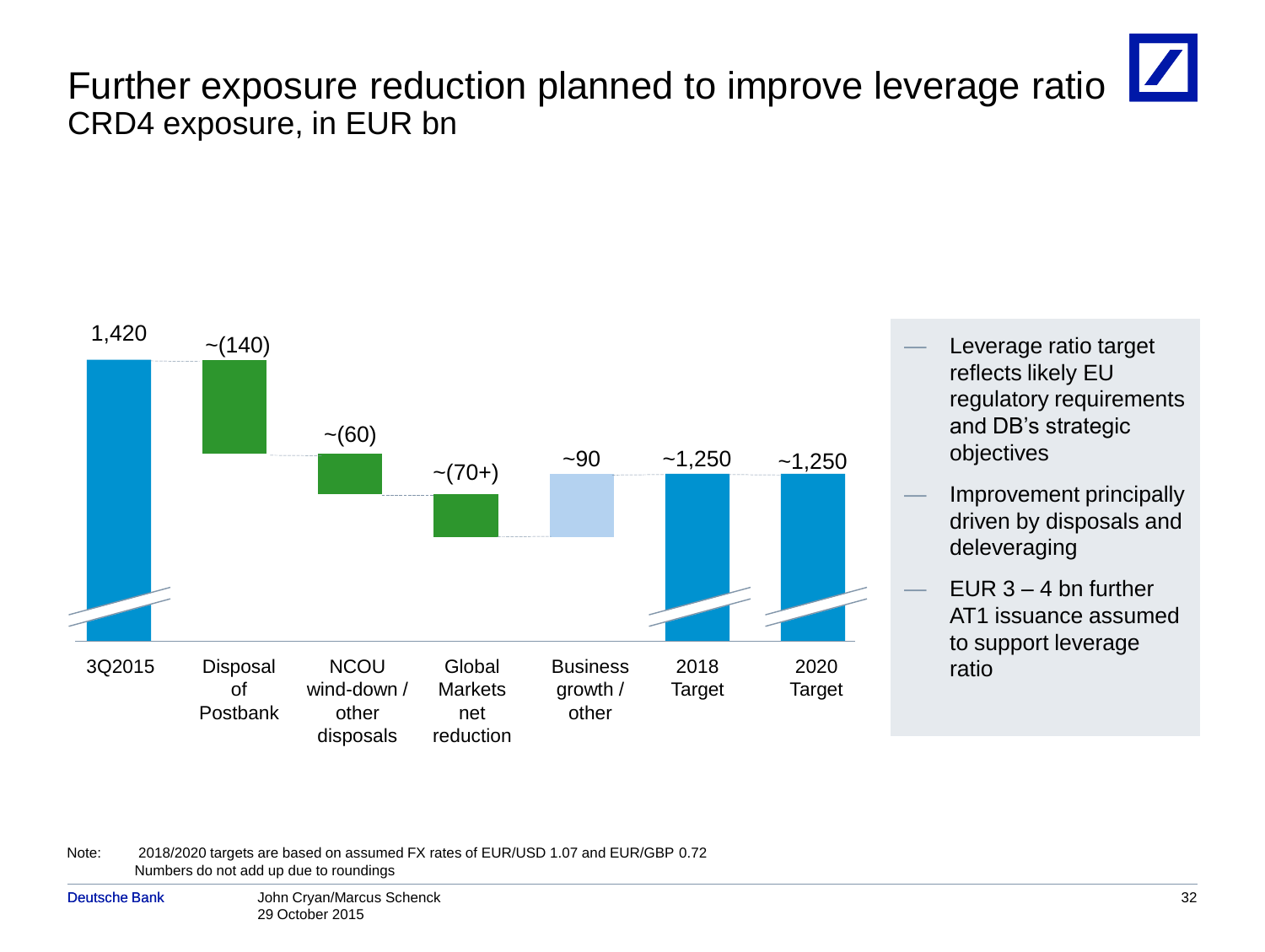# Further exposure reduction planned to improve leverage ratio

## CRD4 exposure, in EUR bn

| 3Q2015 | Disposal of Postbank | NCOU wind-down / other disposals | Global Markets net reduction | Business growth / other | 2018 Target | 2020 Target |
|---|---|---|---|---|---|---|
| 1,420 | ~(140) | ~(60) | ~(70+) | ~90 | ~1,250 | ~1,250 |

- Leverage ratio target reflects likely EU regulatory requirements and DB's strategic objectives
- Improvement principally driven by disposals and deleveraging
- EUR 3 – 4 bn further AT1 issuance assumed to support leverage ratio

Note: 2018/2020 targets are based on assumed FX rates of EUR/USD 1.07 and EUR/GBP 0.72
Numbers do not add up due to roundings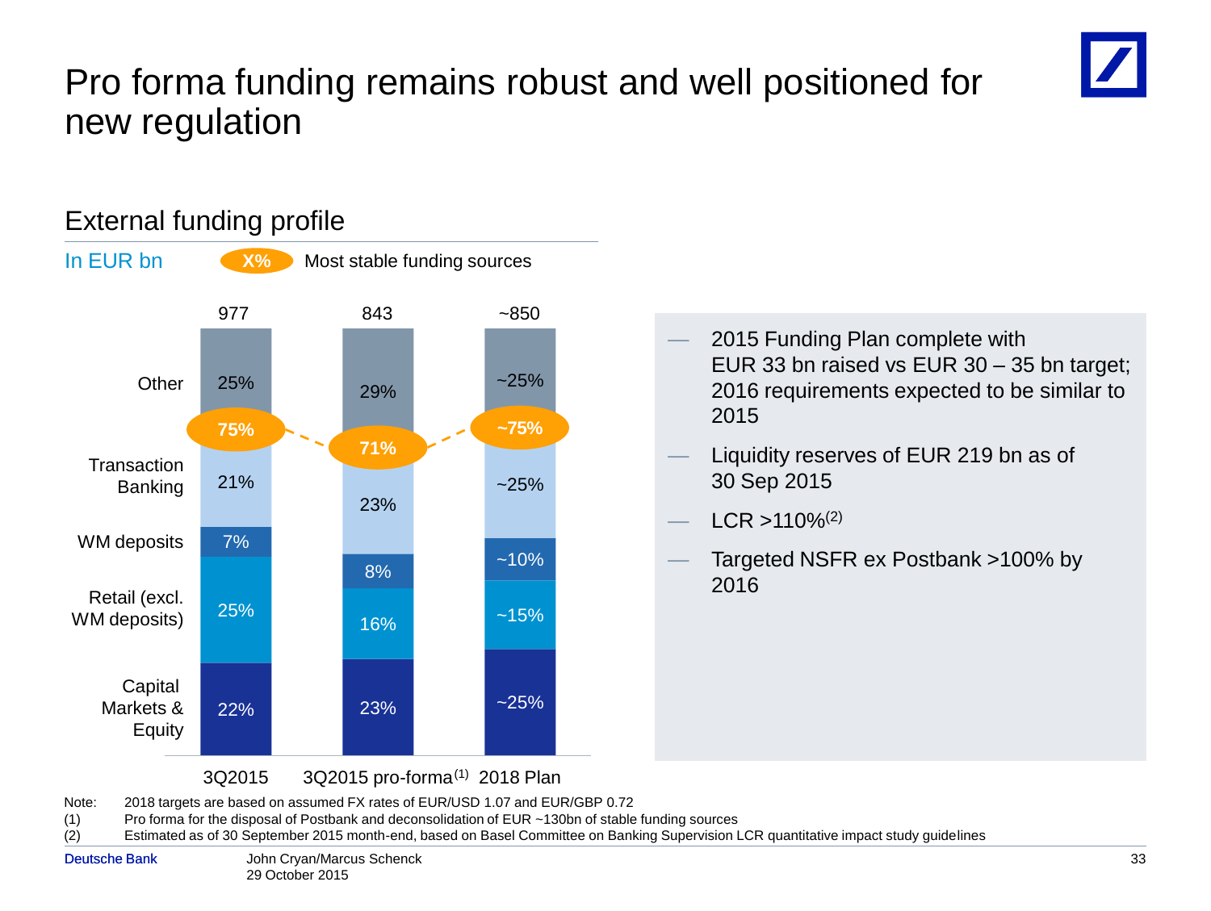# Pro forma funding remains robust and well positioned for new regulation

## External funding profile

In EUR bn — X% = Most stable funding sources

| | 3Q2015 | 3Q2015 pro-forma(1) | 2018 Plan |
|---|---|---|---|
| Total | 977 | 843 | ~850 |
| Other | 25% | 29% | ~25% |
| **Most stable funding sources** | **75%** | **71%** | **~75%** |
| Transaction Banking | 21% | 23% | ~25% |
| WM deposits | 7% | 8% | ~10% |
| Retail (excl. WM deposits) | 25% | 16% | ~15% |
| Capital Markets & Equity | 22% | 23% | ~25% |

- 2015 Funding Plan complete with EUR 33 bn raised vs EUR 30 – 35 bn target; 2016 requirements expected to be similar to 2015
- Liquidity reserves of EUR 219 bn as of 30 Sep 2015
- LCR >110%(2)
- Targeted NSFR ex Postbank >100% by 2016

Note: 2018 targets are based on assumed FX rates of EUR/USD 1.07 and EUR/GBP 0.72
(1) Pro forma for the disposal of Postbank and deconsolidation of EUR ~130bn of stable funding sources
(2) Estimated as of 30 September 2015 month-end, based on Basel Committee on Banking Supervision LCR quantitative impact study guidelines

John Cryan/Marcus Schenck
29 October 2015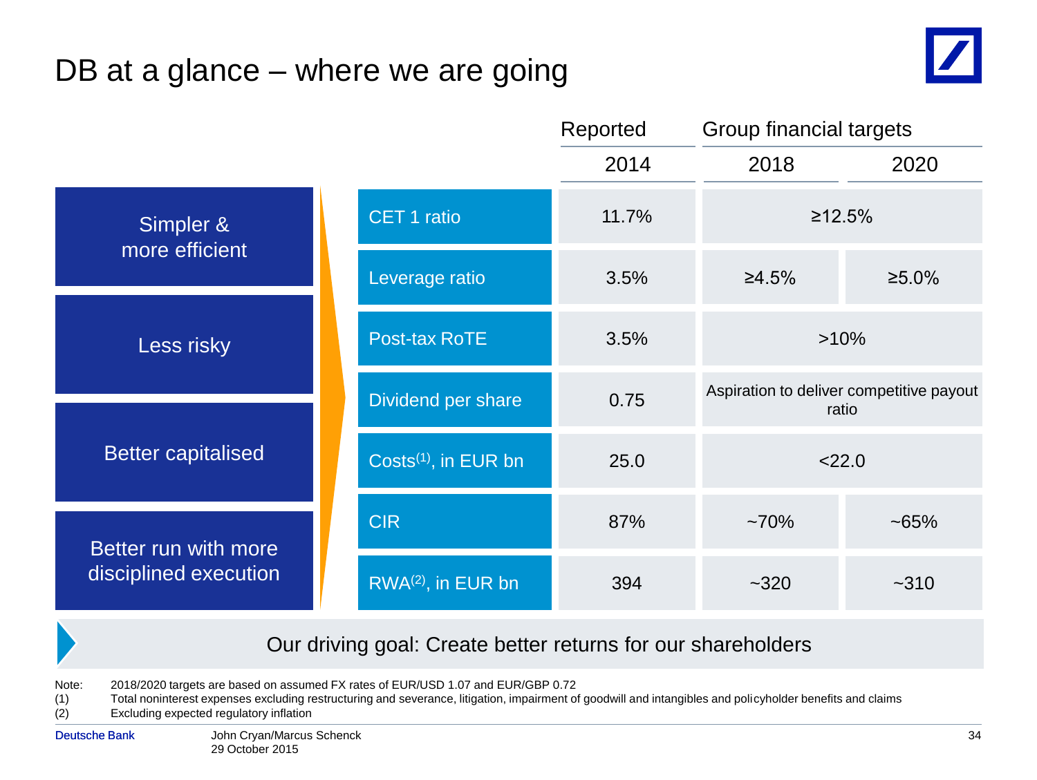# DB at a glance – where we are going

- Simpler & more efficient
- Less risky
- Better capitalised
- Better run with more disciplined execution

| | Reported | Group financial targets | |
|---|---|---|---|
| | 2014 | 2018 | 2020 |
| CET 1 ratio | 11.7% | ≥12.5% | |
| Leverage ratio | 3.5% | ≥4.5% | ≥5.0% |
| Post-tax RoTE | 3.5% | >10% | |
| Dividend per share | 0.75 | Aspiration to deliver competitive payout ratio | |
| Costs[(1)], in EUR bn | 25.0 | <22.0 | |
| CIR | 87% | ~70% | ~65% |
| RWA[(2)], in EUR bn | 394 | ~320 | ~310 |

Our driving goal: Create better returns for our shareholders

Note: 2018/2020 targets are based on assumed FX rates of EUR/USD 1.07 and EUR/GBP 0.72
(1) Total noninterest expenses excluding restructuring and severance, litigation, impairment of goodwill and intangibles and policyholder benefits and claims
(2) Excluding expected regulatory inflation

John Cryan/Marcus Schenck
29 October 2015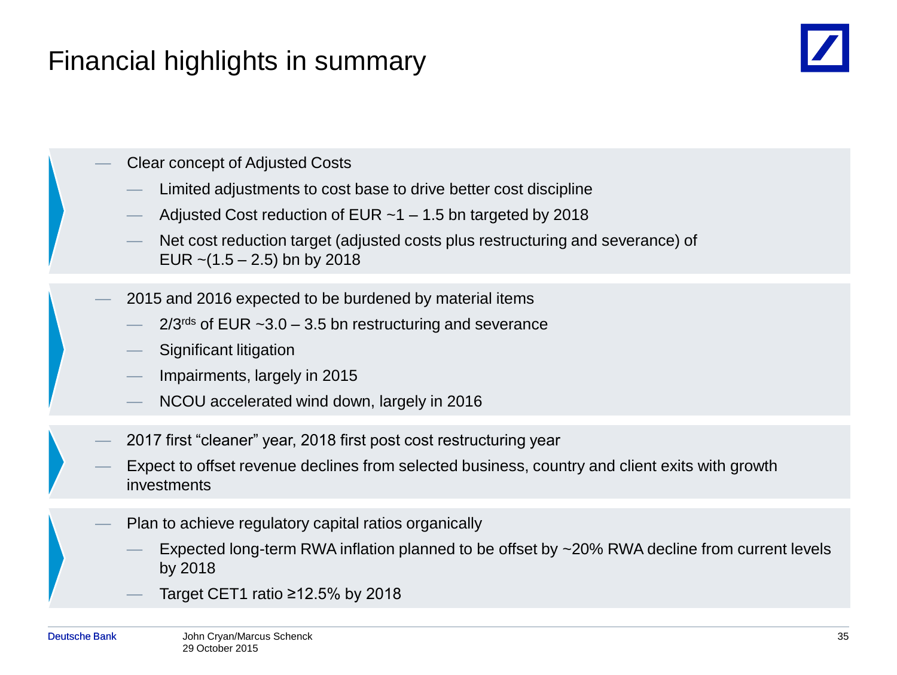# Financial highlights in summary

- Clear concept of Adjusted Costs
  - Limited adjustments to cost base to drive better cost discipline
  - Adjusted Cost reduction of EUR ~1 – 1.5 bn targeted by 2018
  - Net cost reduction target (adjusted costs plus restructuring and severance) of EUR ~(1.5 – 2.5) bn by 2018

- 2015 and 2016 expected to be burdened by material items
  - 2/3rds of EUR ~3.0 – 3.5 bn restructuring and severance
  - Significant litigation
  - Impairments, largely in 2015
  - NCOU accelerated wind down, largely in 2016

- 2017 first “cleaner” year, 2018 first post cost restructuring year
- Expect to offset revenue declines from selected business, country and client exits with growth investments

- Plan to achieve regulatory capital ratios organically
  - Expected long-term RWA inflation planned to be offset by ~20% RWA decline from current levels by 2018
  - Target CET1 ratio ≥12.5% by 2018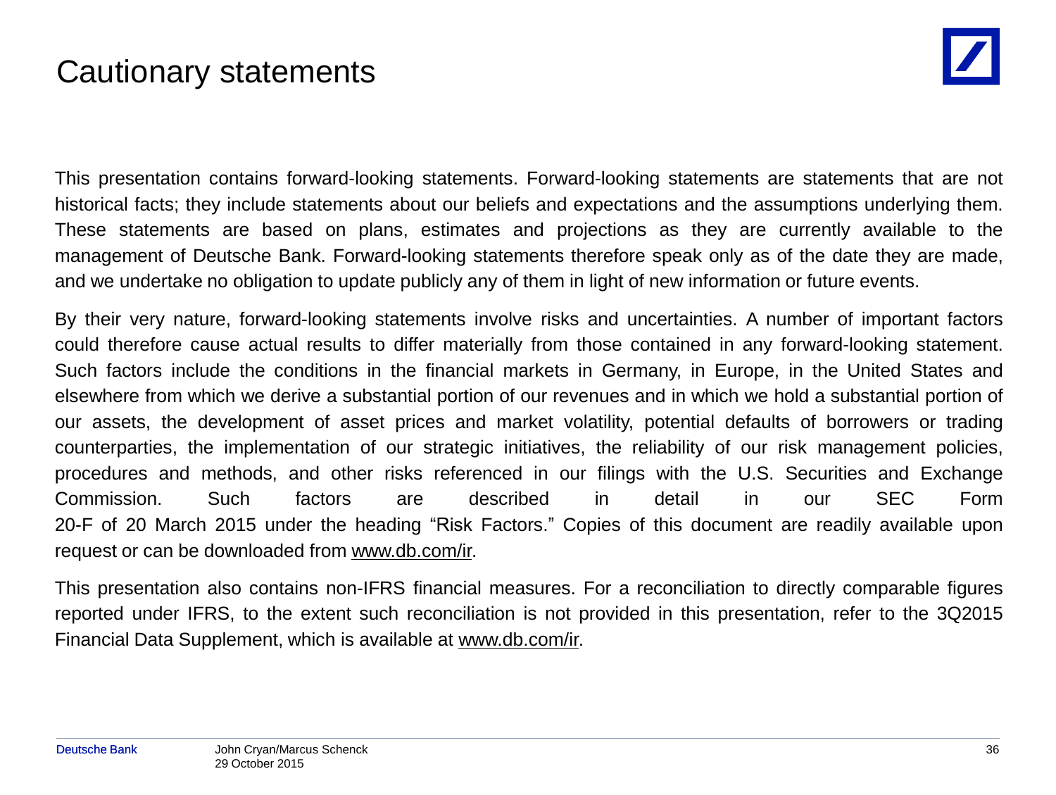# Cautionary statements

This presentation contains forward-looking statements. Forward-looking statements are statements that are not historical facts; they include statements about our beliefs and expectations and the assumptions underlying them. These statements are based on plans, estimates and projections as they are currently available to the management of Deutsche Bank. Forward-looking statements therefore speak only as of the date they are made, and we undertake no obligation to update publicly any of them in light of new information or future events.

By their very nature, forward-looking statements involve risks and uncertainties. A number of important factors could therefore cause actual results to differ materially from those contained in any forward-looking statement. Such factors include the conditions in the financial markets in Germany, in Europe, in the United States and elsewhere from which we derive a substantial portion of our revenues and in which we hold a substantial portion of our assets, the development of asset prices and market volatility, potential defaults of borrowers or trading counterparties, the implementation of our strategic initiatives, the reliability of our risk management policies, procedures and methods, and other risks referenced in our filings with the U.S. Securities and Exchange Commission. Such factors are described in detail in our SEC Form 20-F of 20 March 2015 under the heading "Risk Factors." Copies of this document are readily available upon request or can be downloaded from www.db.com/ir.

This presentation also contains non-IFRS financial measures. For a reconciliation to directly comparable figures reported under IFRS, to the extent such reconciliation is not provided in this presentation, refer to the 3Q2015 Financial Data Supplement, which is available at www.db.com/ir.